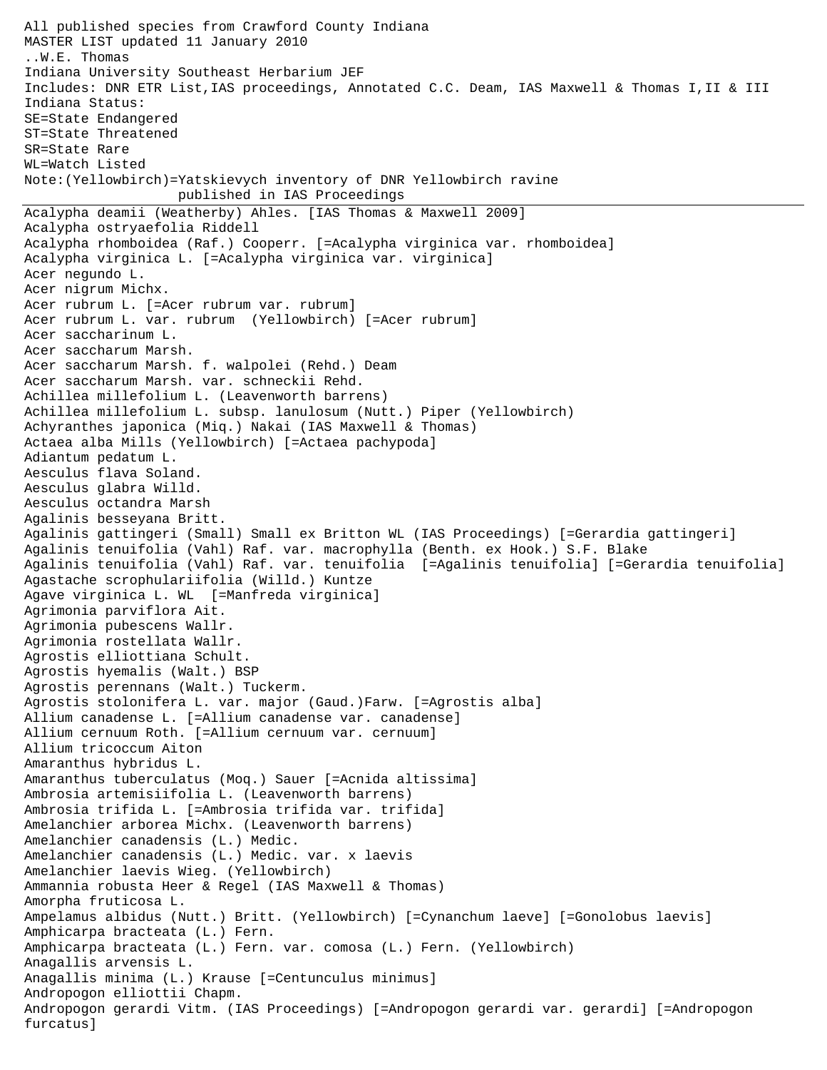All published species from Crawford County Indiana
MASTER LIST updated 11 January 2010
..W.E. Thomas
Indiana University Southeast Herbarium JEF
Includes: DNR ETR List,IAS proceedings, Annotated C.C. Deam, IAS Maxwell & Thomas I,II & III
Indiana Status:
SE=State Endangered
ST=State Threatened
SR=State Rare
WL=Watch Listed
Note:(Yellowbirch)=Yatskievych inventory of DNR Yellowbirch ravine
published in IAS Proceedings

---

Acalypha deamii (Weatherby) Ahles. [IAS Thomas & Maxwell 2009]
Acalypha ostryaefolia Riddell
Acalypha rhomboidea (Raf.) Cooperr. [=Acalypha virginica var. rhomboidea]
Acalypha virginica L. [=Acalypha virginica var. virginica]
Acer negundo L.
Acer nigrum Michx.
Acer rubrum L. [=Acer rubrum var. rubrum]
Acer rubrum L. var. rubrum (Yellowbirch) [=Acer rubrum]
Acer saccharinum L.
Acer saccharum Marsh.
Acer saccharum Marsh. f. walpolei (Rehd.) Deam
Acer saccharum Marsh. var. schneckii Rehd.
Achillea millefolium L. (Leavenworth barrens)
Achillea millefolium L. subsp. lanulosum (Nutt.) Piper (Yellowbirch)
Achyranthes japonica (Miq.) Nakai (IAS Maxwell & Thomas)
Actaea alba Mills (Yellowbirch) [=Actaea pachypoda]
Adiantum pedatum L.
Aesculus flava Soland.
Aesculus glabra Willd.
Aesculus octandra Marsh
Agalinis besseyana Britt.
Agalinis gattingeri (Small) Small ex Britton WL (IAS Proceedings) [=Gerardia gattingeri]
Agalinis tenuifolia (Vahl) Raf. var. macrophylla (Benth. ex Hook.) S.F. Blake
Agalinis tenuifolia (Vahl) Raf. var. tenuifolia [=Agalinis tenuifolia] [=Gerardia tenuifolia]
Agastache scrophulariifolia (Willd.) Kuntze
Agave virginica L. WL [=Manfreda virginica]
Agrimonia parviflora Ait.
Agrimonia pubescens Wallr.
Agrimonia rostellata Wallr.
Agrostis elliottiana Schult.
Agrostis hyemalis (Walt.) BSP
Agrostis perennans (Walt.) Tuckerm.
Agrostis stolonifera L. var. major (Gaud.)Farw. [=Agrostis alba]
Allium canadense L. [=Allium canadense var. canadense]
Allium cernuum Roth. [=Allium cernuum var. cernuum]
Allium tricoccum Aiton
Amaranthus hybridus L.
Amaranthus tuberculatus (Moq.) Sauer [=Acnida altissima]
Ambrosia artemisiifolia L. (Leavenworth barrens)
Ambrosia trifida L. [=Ambrosia trifida var. trifida]
Amelanchier arborea Michx. (Leavenworth barrens)
Amelanchier canadensis (L.) Medic.
Amelanchier canadensis (L.) Medic. var. x laevis
Amelanchier laevis Wieg. (Yellowbirch)
Ammannia robusta Heer & Regel (IAS Maxwell & Thomas)
Amorpha fruticosa L.
Ampelamus albidus (Nutt.) Britt. (Yellowbirch) [=Cynanchum laeve] [=Gonolobus laevis]
Amphicarpa bracteata (L.) Fern.
Amphicarpa bracteata (L.) Fern. var. comosa (L.) Fern. (Yellowbirch)
Anagallis arvensis L.
Anagallis minima (L.) Krause [=Centunculus minimus]
Andropogon elliottii Chapm.
Andropogon gerardi Vitm. (IAS Proceedings) [=Andropogon gerardi var. gerardi] [=Andropogon furcatus]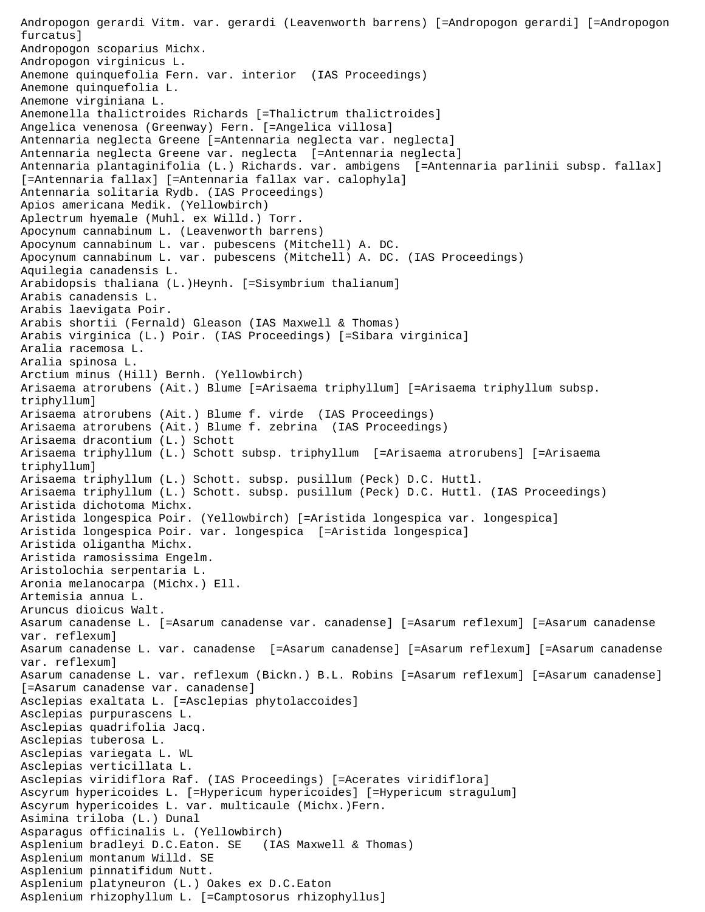Andropogon gerardi Vitm. var. gerardi (Leavenworth barrens) [=Andropogon gerardi] [=Andropogon furcatus]
Andropogon scoparius Michx.
Andropogon virginicus L.
Anemone quinquefolia Fern. var. interior  (IAS Proceedings)
Anemone quinquefolia L.
Anemone virginiana L.
Anemonella thalictroides Richards [=Thalictrum thalictroides]
Angelica venenosa (Greenway) Fern. [=Angelica villosa]
Antennaria neglecta Greene [=Antennaria neglecta var. neglecta]
Antennaria neglecta Greene var. neglecta  [=Antennaria neglecta]
Antennaria plantaginifolia (L.) Richards. var. ambigens  [=Antennaria parlinii subsp. fallax] [=Antennaria fallax] [=Antennaria fallax var. calophyla]
Antennaria solitaria Rydb. (IAS Proceedings)
Apios americana Medik. (Yellowbirch)
Aplectrum hyemale (Muhl. ex Willd.) Torr.
Apocynum cannabinum L. (Leavenworth barrens)
Apocynum cannabinum L. var. pubescens (Mitchell) A. DC.
Apocynum cannabinum L. var. pubescens (Mitchell) A. DC. (IAS Proceedings)
Aquilegia canadensis L.
Arabidopsis thaliana (L.)Heynh. [=Sisymbrium thalianum]
Arabis canadensis L.
Arabis laevigata Poir.
Arabis shortii (Fernald) Gleason (IAS Maxwell & Thomas)
Arabis virginica (L.) Poir. (IAS Proceedings) [=Sibara virginica]
Aralia racemosa L.
Aralia spinosa L.
Arctium minus (Hill) Bernh. (Yellowbirch)
Arisaema atrorubens (Ait.) Blume [=Arisaema triphyllum] [=Arisaema triphyllum subsp. triphyllum]
Arisaema atrorubens (Ait.) Blume f. virde  (IAS Proceedings)
Arisaema atrorubens (Ait.) Blume f. zebrina  (IAS Proceedings)
Arisaema dracontium (L.) Schott
Arisaema triphyllum (L.) Schott subsp. triphyllum  [=Arisaema atrorubens] [=Arisaema triphyllum]
Arisaema triphyllum (L.) Schott. subsp. pusillum (Peck) D.C. Huttl.
Arisaema triphyllum (L.) Schott. subsp. pusillum (Peck) D.C. Huttl. (IAS Proceedings)
Aristida dichotoma Michx.
Aristida longespica Poir. (Yellowbirch) [=Aristida longespica var. longespica]
Aristida longespica Poir. var. longespica  [=Aristida longespica]
Aristida oligantha Michx.
Aristida ramosissima Engelm.
Aristolochia serpentaria L.
Aronia melanocarpa (Michx.) Ell.
Artemisia annua L.
Aruncus dioicus Walt.
Asarum canadense L. [=Asarum canadense var. canadense] [=Asarum reflexum] [=Asarum canadense var. reflexum]
Asarum canadense L. var. canadense  [=Asarum canadense] [=Asarum reflexum] [=Asarum canadense var. reflexum]
Asarum canadense L. var. reflexum (Bickn.) B.L. Robins [=Asarum reflexum] [=Asarum canadense] [=Asarum canadense var. canadense]
Asclepias exaltata L. [=Asclepias phytolaccoides]
Asclepias purpurascens L.
Asclepias quadrifolia Jacq.
Asclepias tuberosa L.
Asclepias variegata L. WL
Asclepias verticillata L.
Asclepias viridiflora Raf. (IAS Proceedings) [=Acerates viridiflora]
Ascyrum hypericoides L. [=Hypericum hypericoides] [=Hypericum stragulum]
Ascyrum hypericoides L. var. multicaule (Michx.)Fern.
Asimina triloba (L.) Dunal
Asparagus officinalis L. (Yellowbirch)
Asplenium bradleyi D.C.Eaton. SE   (IAS Maxwell & Thomas)
Asplenium montanum Willd. SE
Asplenium pinnatifidum Nutt.
Asplenium platyneuron (L.) Oakes ex D.C.Eaton
Asplenium rhizophyllum L. [=Camptosorus rhizophyllus]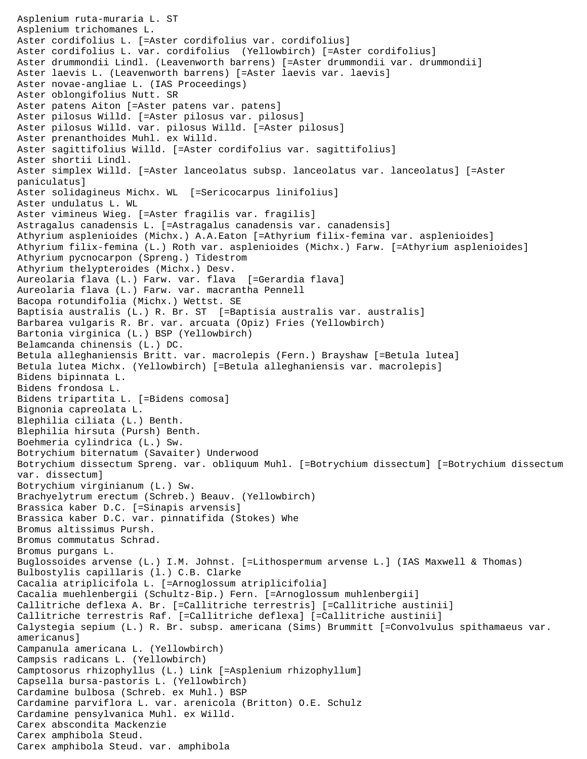Asplenium ruta-muraria L. ST
Asplenium trichomanes L.
Aster cordifolius L. [=Aster cordifolius var. cordifolius]
Aster cordifolius L. var. cordifolius  (Yellowbirch) [=Aster cordifolius]
Aster drummondii Lindl. (Leavenworth barrens) [=Aster drummondii var. drummondii]
Aster laevis L. (Leavenworth barrens) [=Aster laevis var. laevis]
Aster novae-angliae L. (IAS Proceedings)
Aster oblongifolius Nutt. SR
Aster patens Aiton [=Aster patens var. patens]
Aster pilosus Willd. [=Aster pilosus var. pilosus]
Aster pilosus Willd. var. pilosus Willd. [=Aster pilosus]
Aster prenanthoides Muhl. ex Willd.
Aster sagittifolius Willd. [=Aster cordifolius var. sagittifolius]
Aster shortii Lindl.
Aster simplex Willd. [=Aster lanceolatus subsp. lanceolatus var. lanceolatus] [=Aster paniculatus]
Aster solidagineus Michx. WL  [=Sericocarpus linifolius]
Aster undulatus L. WL
Aster vimineus Wieg. [=Aster fragilis var. fragilis]
Astragalus canadensis L. [=Astragalus canadensis var. canadensis]
Athyrium asplenioides (Michx.) A.A.Eaton [=Athyrium filix-femina var. asplenioides]
Athyrium filix-femina (L.) Roth var. asplenioides (Michx.) Farw. [=Athyrium asplenioides]
Athyrium pycnocarpon (Spreng.) Tidestrom
Athyrium thelypteroides (Michx.) Desv.
Aureolaria flava (L.) Farw. var. flava  [=Gerardia flava]
Aureolaria flava (L.) Farw. var. macrantha Pennell
Bacopa rotundifolia (Michx.) Wettst. SE
Baptisia australis (L.) R. Br. ST  [=Baptisia australis var. australis]
Barbarea vulgaris R. Br. var. arcuata (Opiz) Fries (Yellowbirch)
Bartonia virginica (L.) BSP (Yellowbirch)
Belamcanda chinensis (L.) DC.
Betula alleghaniensis Britt. var. macrolepis (Fern.) Brayshaw [=Betula lutea]
Betula lutea Michx. (Yellowbirch) [=Betula alleghaniensis var. macrolepis]
Bidens bipinnata L.
Bidens frondosa L.
Bidens tripartita L. [=Bidens comosa]
Bignonia capreolata L.
Blephilia ciliata (L.) Benth.
Blephilia hirsuta (Pursh) Benth.
Boehmeria cylindrica (L.) Sw.
Botrychium biternatum (Savaiter) Underwood
Botrychium dissectum Spreng. var. obliquum Muhl. [=Botrychium dissectum] [=Botrychium dissectum var. dissectum]
Botrychium virginianum (L.) Sw.
Brachyelytrum erectum (Schreb.) Beauv. (Yellowbirch)
Brassica kaber D.C. [=Sinapis arvensis]
Brassica kaber D.C. var. pinnatifida (Stokes) Whe
Bromus altissimus Pursh.
Bromus commutatus Schrad.
Bromus purgans L.
Buglossoides arvense (L.) I.M. Johnst. [=Lithospermum arvense L.] (IAS Maxwell & Thomas)
Bulbostylis capillaris (l.) C.B. Clarke
Cacalia atriplicifola L. [=Arnoglossum atriplicifolia]
Cacalia muehlenbergii (Schultz-Bip.) Fern. [=Arnoglossum muhlenbergii]
Callitriche deflexa A. Br. [=Callitriche terrestris] [=Callitriche austinii]
Callitriche terrestris Raf. [=Callitriche deflexa] [=Callitriche austinii]
Calystegia sepium (L.) R. Br. subsp. americana (Sims) Brummitt [=Convolvulus spithamaeus var. americanus]
Campanula americana L. (Yellowbirch)
Campsis radicans L. (Yellowbirch)
Camptosorus rhizophyllus (L.) Link [=Asplenium rhizophyllum]
Capsella bursa-pastoris L. (Yellowbirch)
Cardamine bulbosa (Schreb. ex Muhl.) BSP
Cardamine parviflora L. var. arenicola (Britton) O.E. Schulz
Cardamine pensylvanica Muhl. ex Willd.
Carex abscondita Mackenzie
Carex amphibola Steud.
Carex amphibola Steud. var. amphibola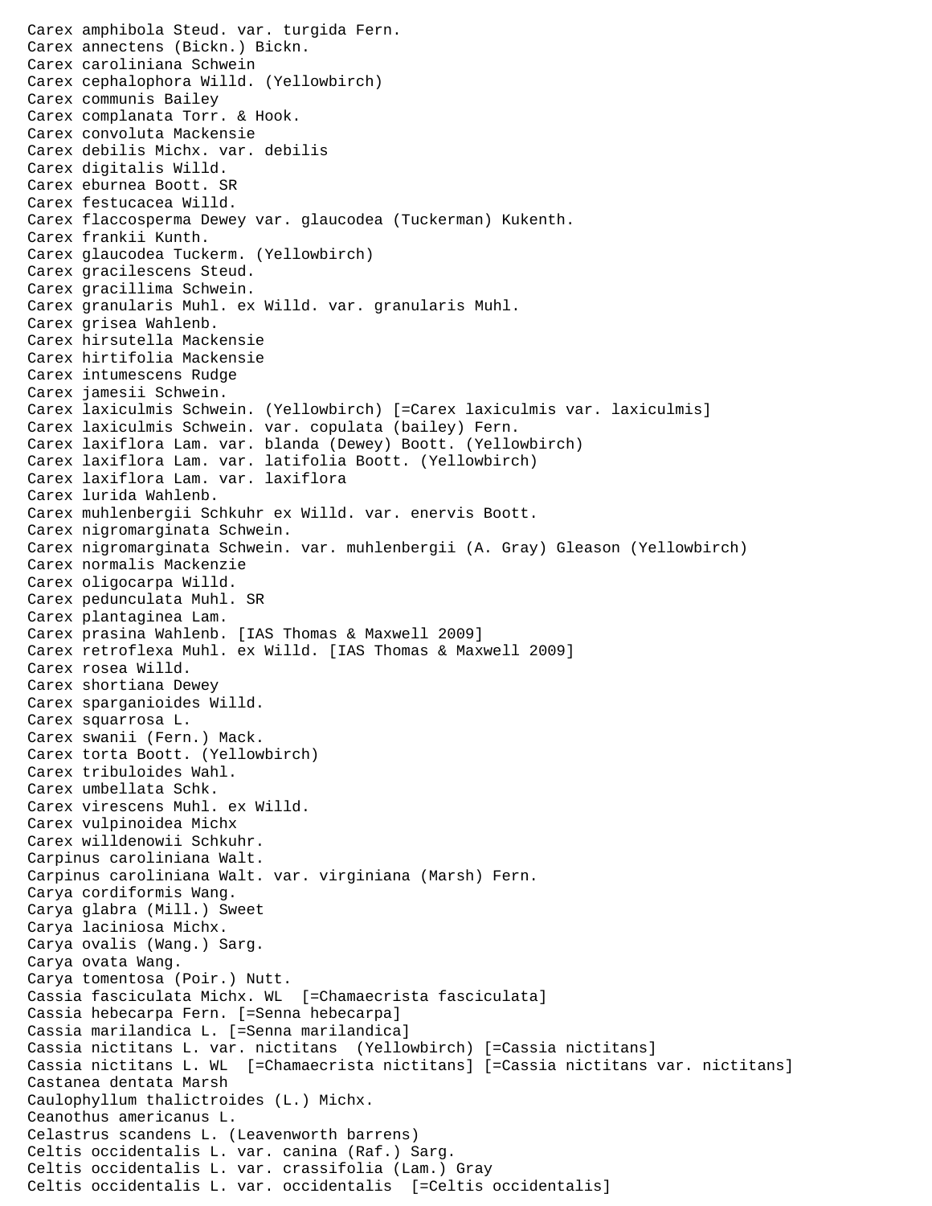Carex amphibola Steud. var. turgida Fern.
Carex annectens (Bickn.) Bickn.
Carex caroliniana Schwein
Carex cephalophora Willd. (Yellowbirch)
Carex communis Bailey
Carex complanata Torr. & Hook.
Carex convoluta Mackensie
Carex debilis Michx. var. debilis
Carex digitalis Willd.
Carex eburnea Boott. SR
Carex festucacea Willd.
Carex flaccosperma Dewey var. glaucodea (Tuckerman) Kukenth.
Carex frankii Kunth.
Carex glaucodea Tuckerm. (Yellowbirch)
Carex gracilescens Steud.
Carex gracillima Schwein.
Carex granularis Muhl. ex Willd. var. granularis Muhl.
Carex grisea Wahlenb.
Carex hirsutella Mackensie
Carex hirtifolia Mackensie
Carex intumescens Rudge
Carex jamesii Schwein.
Carex laxiculmis Schwein. (Yellowbirch) [=Carex laxiculmis var. laxiculmis]
Carex laxiculmis Schwein. var. copulata (bailey) Fern.
Carex laxiflora Lam. var. blanda (Dewey) Boott. (Yellowbirch)
Carex laxiflora Lam. var. latifolia Boott. (Yellowbirch)
Carex laxiflora Lam. var. laxiflora
Carex lurida Wahlenb.
Carex muhlenbergii Schkuhr ex Willd. var. enervis Boott.
Carex nigromarginata Schwein.
Carex nigromarginata Schwein. var. muhlenbergii (A. Gray) Gleason (Yellowbirch)
Carex normalis Mackenzie
Carex oligocarpa Willd.
Carex pedunculata Muhl. SR
Carex plantaginea Lam.
Carex prasina Wahlenb. [IAS Thomas & Maxwell 2009]
Carex retroflexa Muhl. ex Willd. [IAS Thomas & Maxwell 2009]
Carex rosea Willd.
Carex shortiana Dewey
Carex sparganioides Willd.
Carex squarrosa L.
Carex swanii (Fern.) Mack.
Carex torta Boott. (Yellowbirch)
Carex tribuloides Wahl.
Carex umbellata Schk.
Carex virescens Muhl. ex Willd.
Carex vulpinoidea Michx
Carex willdenowii Schkuhr.
Carpinus caroliniana Walt.
Carpinus caroliniana Walt. var. virginiana (Marsh) Fern.
Carya cordiformis Wang.
Carya glabra (Mill.) Sweet
Carya laciniosa Michx.
Carya ovalis (Wang.) Sarg.
Carya ovata Wang.
Carya tomentosa (Poir.) Nutt.
Cassia fasciculata Michx. WL [=Chamaecrista fasciculata]
Cassia hebecarpa Fern. [=Senna hebecarpa]
Cassia marilandica L. [=Senna marilandica]
Cassia nictitans L. var. nictitans (Yellowbirch) [=Cassia nictitans]
Cassia nictitans L. WL [=Chamaecrista nictitans] [=Cassia nictitans var. nictitans]
Castanea dentata Marsh
Caulophyllum thalictroides (L.) Michx.
Ceanothus americanus L.
Celastrus scandens L. (Leavenworth barrens)
Celtis occidentalis L. var. canina (Raf.) Sarg.
Celtis occidentalis L. var. crassifolia (Lam.) Gray
Celtis occidentalis L. var. occidentalis [=Celtis occidentalis]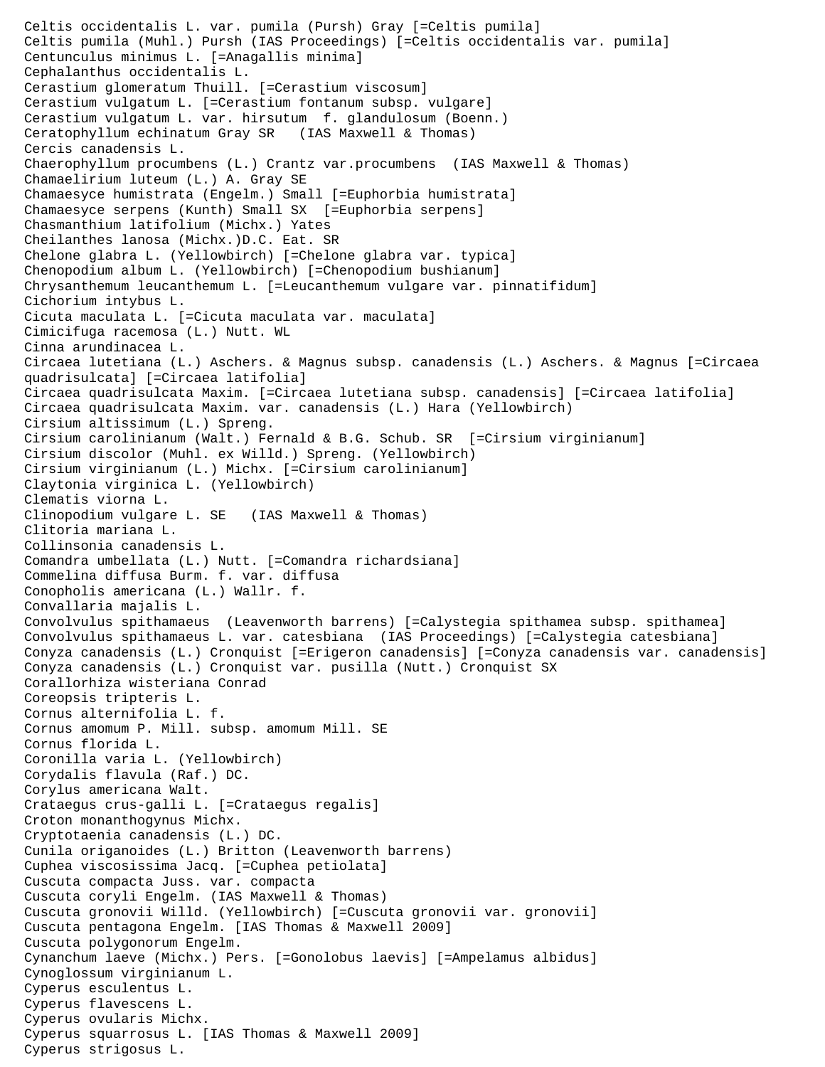Celtis occidentalis L. var. pumila (Pursh) Gray [=Celtis pumila]
Celtis pumila (Muhl.) Pursh (IAS Proceedings) [=Celtis occidentalis var. pumila]
Centunculus minimus L. [=Anagallis minima]
Cephalanthus occidentalis L.
Cerastium glomeratum Thuill. [=Cerastium viscosum]
Cerastium vulgatum L. [=Cerastium fontanum subsp. vulgare]
Cerastium vulgatum L. var. hirsutum f. glandulosum (Boenn.)
Ceratophyllum echinatum Gray SR (IAS Maxwell & Thomas)
Cercis canadensis L.
Chaerophyllum procumbens (L.) Crantz var.procumbens (IAS Maxwell & Thomas)
Chamaelirium luteum (L.) A. Gray SE
Chamaesyce humistrata (Engelm.) Small [=Euphorbia humistrata]
Chamaesyce serpens (Kunth) Small SX [=Euphorbia serpens]
Chasmanthium latifolium (Michx.) Yates
Cheilanthes lanosa (Michx.)D.C. Eat. SR
Chelone glabra L. (Yellowbirch) [=Chelone glabra var. typica]
Chenopodium album L. (Yellowbirch) [=Chenopodium bushianum]
Chrysanthemum leucanthemum L. [=Leucanthemum vulgare var. pinnatifidum]
Cichorium intybus L.
Cicuta maculata L. [=Cicuta maculata var. maculata]
Cimicifuga racemosa (L.) Nutt. WL
Cinna arundinacea L.
Circaea lutetiana (L.) Aschers. & Magnus subsp. canadensis (L.) Aschers. & Magnus [=Circaea quadrisulcata] [=Circaea latifolia]
Circaea quadrisulcata Maxim. [=Circaea lutetiana subsp. canadensis] [=Circaea latifolia]
Circaea quadrisulcata Maxim. var. canadensis (L.) Hara (Yellowbirch)
Cirsium altissimum (L.) Spreng.
Cirsium carolinianum (Walt.) Fernald & B.G. Schub. SR [=Cirsium virginianum]
Cirsium discolor (Muhl. ex Willd.) Spreng. (Yellowbirch)
Cirsium virginianum (L.) Michx. [=Cirsium carolinianum]
Claytonia virginica L. (Yellowbirch)
Clematis viorna L.
Clinopodium vulgare L. SE (IAS Maxwell & Thomas)
Clitoria mariana L.
Collinsonia canadensis L.
Comandra umbellata (L.) Nutt. [=Comandra richardsiana]
Commelina diffusa Burm. f. var. diffusa
Conopholis americana (L.) Wallr. f.
Convallaria majalis L.
Convolvulus spithamaeus (Leavenworth barrens) [=Calystegia spithamea subsp. spithamea]
Convolvulus spithamaeus L. var. catesbiana (IAS Proceedings) [=Calystegia catesbiana]
Conyza canadensis (L.) Cronquist [=Erigeron canadensis] [=Conyza canadensis var. canadensis]
Conyza canadensis (L.) Cronquist var. pusilla (Nutt.) Cronquist SX
Corallorhiza wisteriana Conrad
Coreopsis tripteris L.
Cornus alternifolia L. f.
Cornus amomum P. Mill. subsp. amomum Mill. SE
Cornus florida L.
Coronilla varia L. (Yellowbirch)
Corydalis flavula (Raf.) DC.
Corylus americana Walt.
Crataegus crus-galli L. [=Crataegus regalis]
Croton monanthogynus Michx.
Cryptotaenia canadensis (L.) DC.
Cunila origanoides (L.) Britton (Leavenworth barrens)
Cuphea viscosissima Jacq. [=Cuphea petiolata]
Cuscuta compacta Juss. var. compacta
Cuscuta coryli Engelm. (IAS Maxwell & Thomas)
Cuscuta gronovii Willd. (Yellowbirch) [=Cuscuta gronovii var. gronovii]
Cuscuta pentagona Engelm. [IAS Thomas & Maxwell 2009]
Cuscuta polygonorum Engelm.
Cynanchum laeve (Michx.) Pers. [=Gonolobus laevis] [=Ampelamus albidus]
Cynoglossum virginianum L.
Cyperus esculentus L.
Cyperus flavescens L.
Cyperus ovularis Michx.
Cyperus squarrosus L. [IAS Thomas & Maxwell 2009]
Cyperus strigosus L.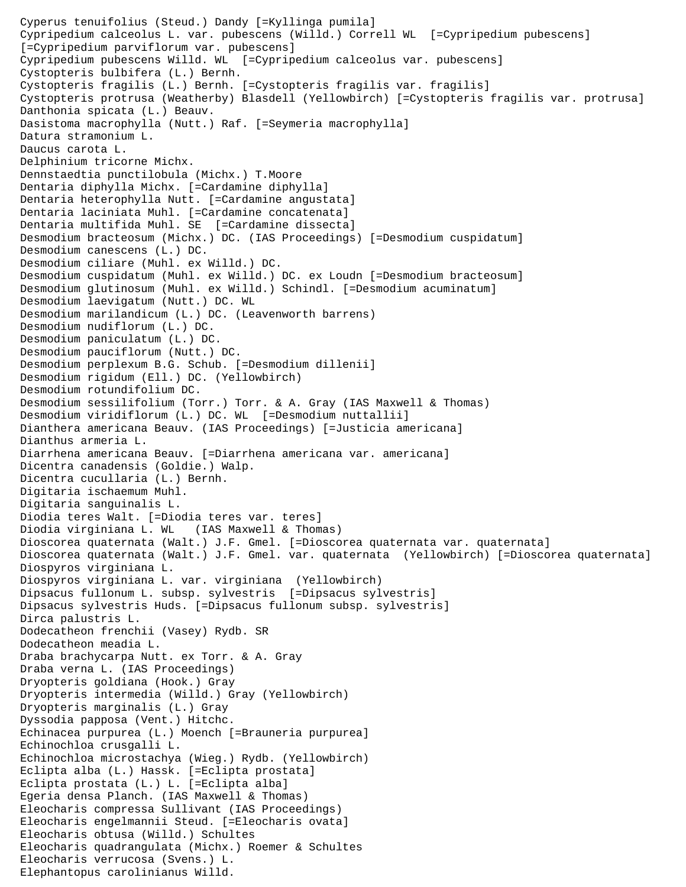Cyperus tenuifolius (Steud.) Dandy [=Kyllinga pumila]
Cypripedium calceolus L. var. pubescens (Willd.) Correll WL [=Cypripedium pubescens] [=Cypripedium parviflorum var. pubescens]
Cypripedium pubescens Willd. WL [=Cypripedium calceolus var. pubescens]
Cystopteris bulbifera (L.) Bernh.
Cystopteris fragilis (L.) Bernh. [=Cystopteris fragilis var. fragilis]
Cystopteris protrusa (Weatherby) Blasdell (Yellowbirch) [=Cystopteris fragilis var. protrusa]
Danthonia spicata (L.) Beauv.
Dasistoma macrophylla (Nutt.) Raf. [=Seymeria macrophylla]
Datura stramonium L.
Daucus carota L.
Delphinium tricorne Michx.
Dennstaedtia punctilobula (Michx.) T.Moore
Dentaria diphylla Michx. [=Cardamine diphylla]
Dentaria heterophylla Nutt. [=Cardamine angustata]
Dentaria laciniata Muhl. [=Cardamine concatenata]
Dentaria multifida Muhl. SE [=Cardamine dissecta]
Desmodium bracteosum (Michx.) DC. (IAS Proceedings) [=Desmodium cuspidatum]
Desmodium canescens (L.) DC.
Desmodium ciliare (Muhl. ex Willd.) DC.
Desmodium cuspidatum (Muhl. ex Willd.) DC. ex Loudn [=Desmodium bracteosum]
Desmodium glutinosum (Muhl. ex Willd.) Schindl. [=Desmodium acuminatum]
Desmodium laevigatum (Nutt.) DC. WL
Desmodium marilandicum (L.) DC. (Leavenworth barrens)
Desmodium nudiflorum (L.) DC.
Desmodium paniculatum (L.) DC.
Desmodium pauciflorum (Nutt.) DC.
Desmodium perplexum B.G. Schub. [=Desmodium dillenii]
Desmodium rigidum (Ell.) DC. (Yellowbirch)
Desmodium rotundifolium DC.
Desmodium sessilifolium (Torr.) Torr. & A. Gray (IAS Maxwell & Thomas)
Desmodium viridiflorum (L.) DC. WL [=Desmodium nuttallii]
Dianthera americana Beauv. (IAS Proceedings) [=Justicia americana]
Dianthus armeria L.
Diarrhena americana Beauv. [=Diarrhena americana var. americana]
Dicentra canadensis (Goldie.) Walp.
Dicentra cucullaria (L.) Bernh.
Digitaria ischaemum Muhl.
Digitaria sanguinalis L.
Diodia teres Walt. [=Diodia teres var. teres]
Diodia virginiana L. WL (IAS Maxwell & Thomas)
Dioscorea quaternata (Walt.) J.F. Gmel. [=Dioscorea quaternata var. quaternata]
Dioscorea quaternata (Walt.) J.F. Gmel. var. quaternata (Yellowbirch) [=Dioscorea quaternata]
Diospyros virginiana L.
Diospyros virginiana L. var. virginiana (Yellowbirch)
Dipsacus fullonum L. subsp. sylvestris [=Dipsacus sylvestris]
Dipsacus sylvestris Huds. [=Dipsacus fullonum subsp. sylvestris]
Dirca palustris L.
Dodecatheon frenchii (Vasey) Rydb. SR
Dodecatheon meadia L.
Draba brachycarpa Nutt. ex Torr. & A. Gray
Draba verna L. (IAS Proceedings)
Dryopteris goldiana (Hook.) Gray
Dryopteris intermedia (Willd.) Gray (Yellowbirch)
Dryopteris marginalis (L.) Gray
Dyssodia papposa (Vent.) Hitchc.
Echinacea purpurea (L.) Moench [=Brauneria purpurea]
Echinochloa crusgalli L.
Echinochloa microstachya (Wieg.) Rydb. (Yellowbirch)
Eclipta alba (L.) Hassk. [=Eclipta prostata]
Eclipta prostata (L.) L. [=Eclipta alba]
Egeria densa Planch. (IAS Maxwell & Thomas)
Eleocharis compressa Sullivant (IAS Proceedings)
Eleocharis engelmannii Steud. [=Eleocharis ovata]
Eleocharis obtusa (Willd.) Schultes
Eleocharis quadrangulata (Michx.) Roemer & Schultes
Eleocharis verrucosa (Svens.) L.
Elephantopus carolinianus Willd.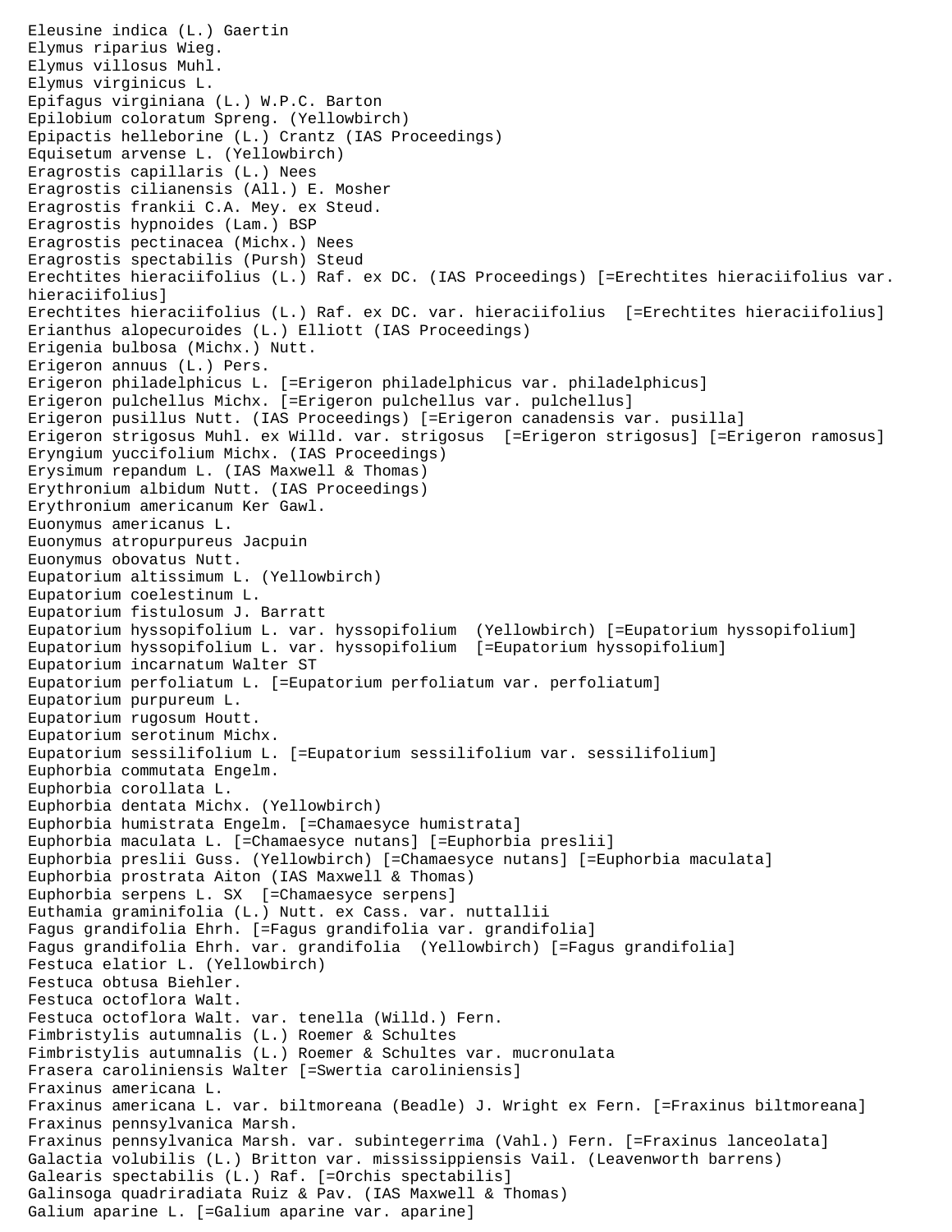Eleusine indica (L.) Gaertin
Elymus riparius Wieg.
Elymus villosus Muhl.
Elymus virginicus L.
Epifagus virginiana (L.) W.P.C. Barton
Epilobium coloratum Spreng. (Yellowbirch)
Epipactis helleborine (L.) Crantz (IAS Proceedings)
Equisetum arvense L. (Yellowbirch)
Eragrostis capillaris (L.) Nees
Eragrostis cilianensis (All.) E. Mosher
Eragrostis frankii C.A. Mey. ex Steud.
Eragrostis hypnoides (Lam.) BSP
Eragrostis pectinacea (Michx.) Nees
Eragrostis spectabilis (Pursh) Steud
Erechtites hieraciifolius (L.) Raf. ex DC. (IAS Proceedings) [=Erechtites hieraciifolius var. hieraciifolius]
Erechtites hieraciifolius (L.) Raf. ex DC. var. hieraciifolius [=Erechtites hieraciifolius]
Erianthus alopecuroides (L.) Elliott (IAS Proceedings)
Erigenia bulbosa (Michx.) Nutt.
Erigeron annuus (L.) Pers.
Erigeron philadelphicus L. [=Erigeron philadelphicus var. philadelphicus]
Erigeron pulchellus Michx. [=Erigeron pulchellus var. pulchellus]
Erigeron pusillus Nutt. (IAS Proceedings) [=Erigeron canadensis var. pusilla]
Erigeron strigosus Muhl. ex Willd. var. strigosus [=Erigeron strigosus] [=Erigeron ramosus]
Eryngium yuccifolium Michx. (IAS Proceedings)
Erysimum repandum L. (IAS Maxwell & Thomas)
Erythronium albidum Nutt. (IAS Proceedings)
Erythronium americanum Ker Gawl.
Euonymus americanus L.
Euonymus atropurpureus Jacpuin
Euonymus obovatus Nutt.
Eupatorium altissimum L. (Yellowbirch)
Eupatorium coelestinum L.
Eupatorium fistulosum J. Barratt
Eupatorium hyssopifolium L. var. hyssopifolium (Yellowbirch) [=Eupatorium hyssopifolium]
Eupatorium hyssopifolium L. var. hyssopifolium [=Eupatorium hyssopifolium]
Eupatorium incarnatum Walter ST
Eupatorium perfoliatum L. [=Eupatorium perfoliatum var. perfoliatum]
Eupatorium purpureum L.
Eupatorium rugosum Houtt.
Eupatorium serotinum Michx.
Eupatorium sessilifolium L. [=Eupatorium sessilifolium var. sessilifolium]
Euphorbia commutata Engelm.
Euphorbia corollata L.
Euphorbia dentata Michx. (Yellowbirch)
Euphorbia humistrata Engelm. [=Chamaesyce humistrata]
Euphorbia maculata L. [=Chamaesyce nutans] [=Euphorbia preslii]
Euphorbia preslii Guss. (Yellowbirch) [=Chamaesyce nutans] [=Euphorbia maculata]
Euphorbia prostrata Aiton (IAS Maxwell & Thomas)
Euphorbia serpens L. SX [=Chamaesyce serpens]
Euthamia graminifolia (L.) Nutt. ex Cass. var. nuttallii
Fagus grandifolia Ehrh. [=Fagus grandifolia var. grandifolia]
Fagus grandifolia Ehrh. var. grandifolia (Yellowbirch) [=Fagus grandifolia]
Festuca elatior L. (Yellowbirch)
Festuca obtusa Biehler.
Festuca octoflora Walt.
Festuca octoflora Walt. var. tenella (Willd.) Fern.
Fimbristylis autumnalis (L.) Roemer & Schultes
Fimbristylis autumnalis (L.) Roemer & Schultes var. mucronulata
Frasera caroliniensis Walter [=Swertia caroliniensis]
Fraxinus americana L.
Fraxinus americana L. var. biltmoreana (Beadle) J. Wright ex Fern. [=Fraxinus biltmoreana]
Fraxinus pennsylvanica Marsh.
Fraxinus pennsylvanica Marsh. var. subintegerrima (Vahl.) Fern. [=Fraxinus lanceolata]
Galactia volubilis (L.) Britton var. mississippiensis Vail. (Leavenworth barrens)
Galearis spectabilis (L.) Raf. [=Orchis spectabilis]
Galinsoga quadriradiata Ruiz & Pav. (IAS Maxwell & Thomas)
Galium aparine L. [=Galium aparine var. aparine]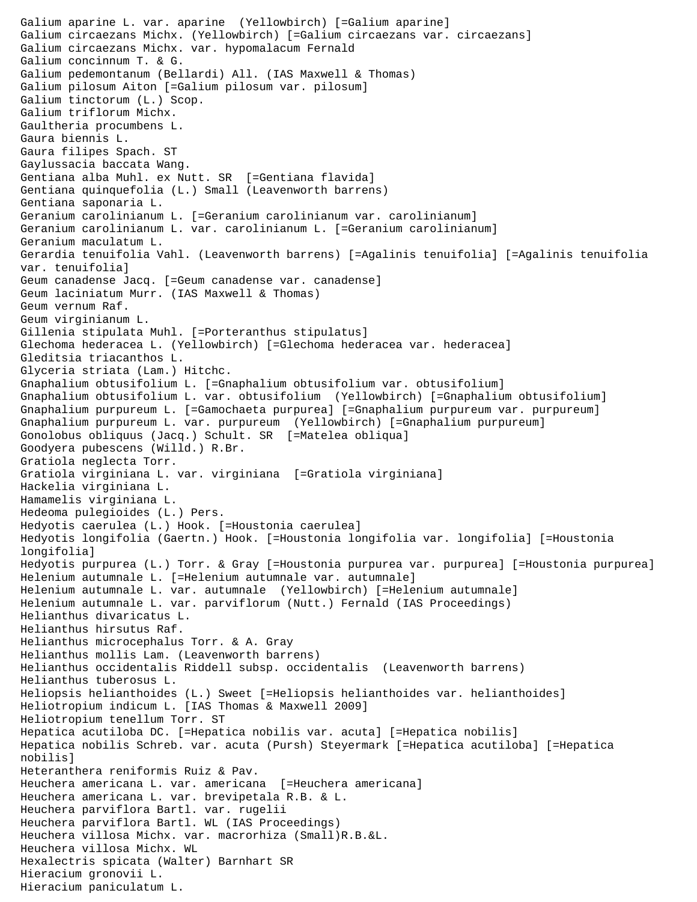Galium aparine L. var. aparine  (Yellowbirch) [=Galium aparine]
Galium circaezans Michx. (Yellowbirch) [=Galium circaezans var. circaezans]
Galium circaezans Michx. var. hypomalacum Fernald
Galium concinnum T. & G.
Galium pedemontanum (Bellardi) All. (IAS Maxwell & Thomas)
Galium pilosum Aiton [=Galium pilosum var. pilosum]
Galium tinctorum (L.) Scop.
Galium triflorum Michx.
Gaultheria procumbens L.
Gaura biennis L.
Gaura filipes Spach. ST
Gaylussacia baccata Wang.
Gentiana alba Muhl. ex Nutt. SR  [=Gentiana flavida]
Gentiana quinquefolia (L.) Small (Leavenworth barrens)
Gentiana saponaria L.
Geranium carolinianum L. [=Geranium carolinianum var. carolinianum]
Geranium carolinianum L. var. carolinianum L. [=Geranium carolinianum]
Geranium maculatum L.
Gerardia tenuifolia Vahl. (Leavenworth barrens) [=Agalinis tenuifolia] [=Agalinis tenuifolia var. tenuifolia]
Geum canadense Jacq. [=Geum canadense var. canadense]
Geum laciniatum Murr. (IAS Maxwell & Thomas)
Geum vernum Raf.
Geum virginianum L.
Gillenia stipulata Muhl. [=Porteranthus stipulatus]
Glechoma hederacea L. (Yellowbirch) [=Glechoma hederacea var. hederacea]
Gleditsia triacanthos L.
Glyceria striata (Lam.) Hitchc.
Gnaphalium obtusifolium L. [=Gnaphalium obtusifolium var. obtusifolium]
Gnaphalium obtusifolium L. var. obtusifolium  (Yellowbirch) [=Gnaphalium obtusifolium]
Gnaphalium purpureum L. [=Gamochaeta purpurea] [=Gnaphalium purpureum var. purpureum]
Gnaphalium purpureum L. var. purpureum  (Yellowbirch) [=Gnaphalium purpureum]
Gonolobus obliquus (Jacq.) Schult. SR  [=Matelea obliqua]
Goodyera pubescens (Willd.) R.Br.
Gratiola neglecta Torr.
Gratiola virginiana L. var. virginiana  [=Gratiola virginiana]
Hackelia virginiana L.
Hamamelis virginiana L.
Hedeoma pulegioides (L.) Pers.
Hedyotis caerulea (L.) Hook. [=Houstonia caerulea]
Hedyotis longifolia (Gaertn.) Hook. [=Houstonia longifolia var. longifolia] [=Houstonia longifolia]
Hedyotis purpurea (L.) Torr. & Gray [=Houstonia purpurea var. purpurea] [=Houstonia purpurea]
Helenium autumnale L. [=Helenium autumnale var. autumnale]
Helenium autumnale L. var. autumnale  (Yellowbirch) [=Helenium autumnale]
Helenium autumnale L. var. parviflorum (Nutt.) Fernald (IAS Proceedings)
Helianthus divaricatus L.
Helianthus hirsutus Raf.
Helianthus microcephalus Torr. & A. Gray
Helianthus mollis Lam. (Leavenworth barrens)
Helianthus occidentalis Riddell subsp. occidentalis  (Leavenworth barrens)
Helianthus tuberosus L.
Heliopsis helianthoides (L.) Sweet [=Heliopsis helianthoides var. helianthoides]
Heliotropium indicum L. [IAS Thomas & Maxwell 2009]
Heliotropium tenellum Torr. ST
Hepatica acutiloba DC. [=Hepatica nobilis var. acuta] [=Hepatica nobilis]
Hepatica nobilis Schreb. var. acuta (Pursh) Steyermark [=Hepatica acutiloba] [=Hepatica nobilis]
Heteranthera reniformis Ruiz & Pav.
Heuchera americana L. var. americana  [=Heuchera americana]
Heuchera americana L. var. brevipetala R.B. & L.
Heuchera parviflora Bartl. var. rugelii
Heuchera parviflora Bartl. WL (IAS Proceedings)
Heuchera villosa Michx. var. macrorhiza (Small)R.B.&L.
Heuchera villosa Michx. WL
Hexalectris spicata (Walter) Barnhart SR
Hieracium gronovii L.
Hieracium paniculatum L.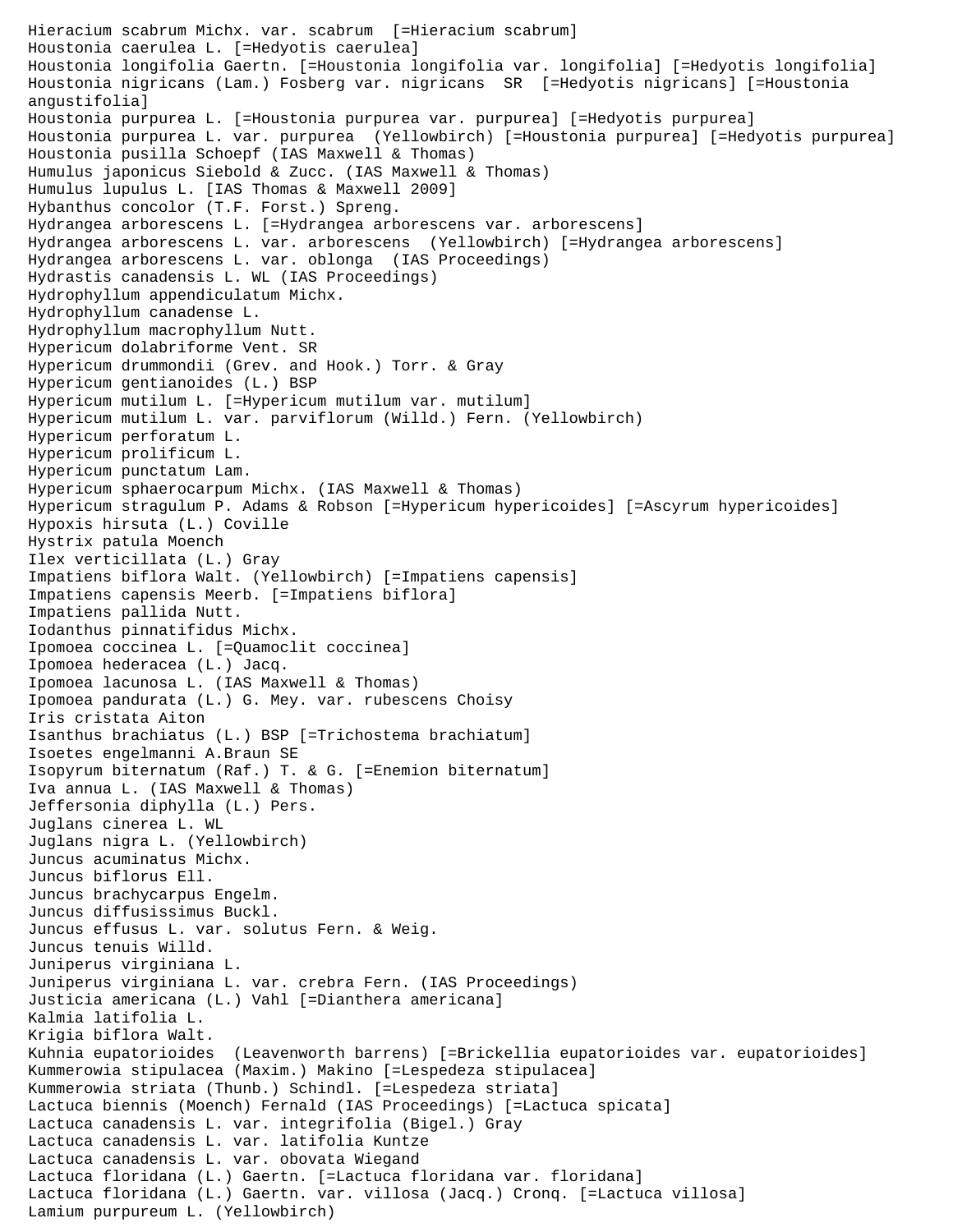Hieracium scabrum Michx. var. scabrum  [=Hieracium scabrum]
Houstonia caerulea L. [=Hedyotis caerulea]
Houstonia longifolia Gaertn. [=Houstonia longifolia var. longifolia] [=Hedyotis longifolia]
Houstonia nigricans (Lam.) Fosberg var. nigricans  SR  [=Hedyotis nigricans] [=Houstonia angustifolia]
Houstonia purpurea L. [=Houstonia purpurea var. purpurea] [=Hedyotis purpurea]
Houstonia purpurea L. var. purpurea  (Yellowbirch) [=Houstonia purpurea] [=Hedyotis purpurea]
Houstonia pusilla Schoepf (IAS Maxwell & Thomas)
Humulus japonicus Siebold & Zucc. (IAS Maxwell & Thomas)
Humulus lupulus L. [IAS Thomas & Maxwell 2009]
Hybanthus concolor (T.F. Forst.) Spreng.
Hydrangea arborescens L. [=Hydrangea arborescens var. arborescens]
Hydrangea arborescens L. var. arborescens  (Yellowbirch) [=Hydrangea arborescens]
Hydrangea arborescens L. var. oblonga  (IAS Proceedings)
Hydrastis canadensis L. WL (IAS Proceedings)
Hydrophyllum appendiculatum Michx.
Hydrophyllum canadense L.
Hydrophyllum macrophyllum Nutt.
Hypericum dolabriforme Vent. SR
Hypericum drummondii (Grev. and Hook.) Torr. & Gray
Hypericum gentianoides (L.) BSP
Hypericum mutilum L. [=Hypericum mutilum var. mutilum]
Hypericum mutilum L. var. parviflorum (Willd.) Fern. (Yellowbirch)
Hypericum perforatum L.
Hypericum prolificum L.
Hypericum punctatum Lam.
Hypericum sphaerocarpum Michx. (IAS Maxwell & Thomas)
Hypericum stragulum P. Adams & Robson [=Hypericum hypericoides] [=Ascyrum hypericoides]
Hypoxis hirsuta (L.) Coville
Hystrix patula Moench
Ilex verticillata (L.) Gray
Impatiens biflora Walt. (Yellowbirch) [=Impatiens capensis]
Impatiens capensis Meerb. [=Impatiens biflora]
Impatiens pallida Nutt.
Iodanthus pinnatifidus Michx.
Ipomoea coccinea L. [=Quamoclit coccinea]
Ipomoea hederacea (L.) Jacq.
Ipomoea lacunosa L. (IAS Maxwell & Thomas)
Ipomoea pandurata (L.) G. Mey. var. rubescens Choisy
Iris cristata Aiton
Isanthus brachiatus (L.) BSP [=Trichostema brachiatum]
Isoetes engelmanni A.Braun SE
Isopyrum biternatum (Raf.) T. & G. [=Enemion biternatum]
Iva annua L. (IAS Maxwell & Thomas)
Jeffersonia diphylla (L.) Pers.
Juglans cinerea L. WL
Juglans nigra L. (Yellowbirch)
Juncus acuminatus Michx.
Juncus biflorus Ell.
Juncus brachycarpus Engelm.
Juncus diffusissimus Buckl.
Juncus effusus L. var. solutus Fern. & Weig.
Juncus tenuis Willd.
Juniperus virginiana L.
Juniperus virginiana L. var. crebra Fern. (IAS Proceedings)
Justicia americana (L.) Vahl [=Dianthera americana]
Kalmia latifolia L.
Krigia biflora Walt.
Kuhnia eupatorioides  (Leavenworth barrens) [=Brickellia eupatorioides var. eupatorioides]
Kummerowia stipulacea (Maxim.) Makino [=Lespedeza stipulacea]
Kummerowia striata (Thunb.) Schindl. [=Lespedeza striata]
Lactuca biennis (Moench) Fernald (IAS Proceedings) [=Lactuca spicata]
Lactuca canadensis L. var. integrifolia (Bigel.) Gray
Lactuca canadensis L. var. latifolia Kuntze
Lactuca canadensis L. var. obovata Wiegand
Lactuca floridana (L.) Gaertn. [=Lactuca floridana var. floridana]
Lactuca floridana (L.) Gaertn. var. villosa (Jacq.) Cronq. [=Lactuca villosa]
Lamium purpureum L. (Yellowbirch)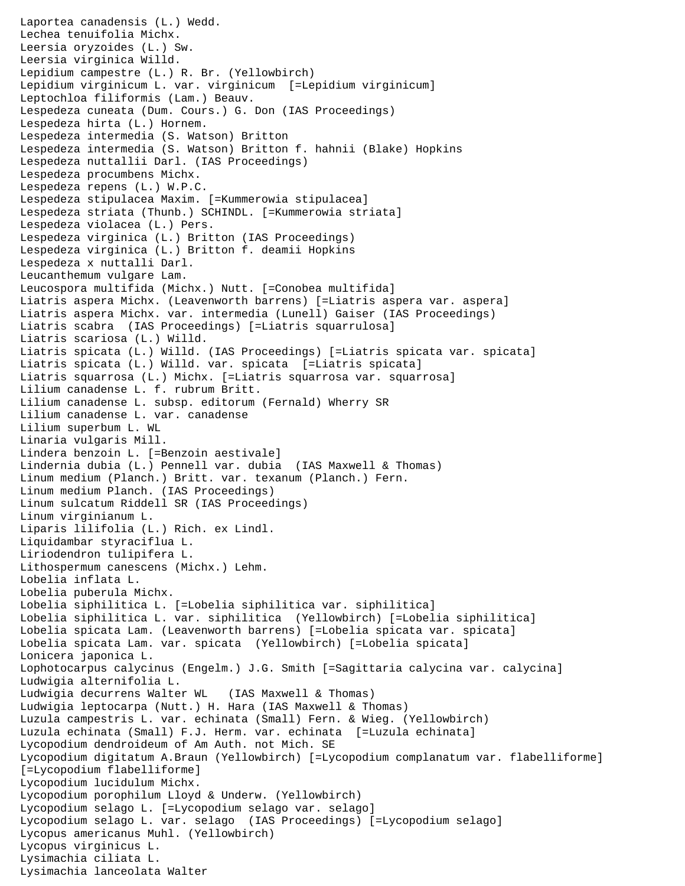Laportea canadensis (L.) Wedd.
Lechea tenuifolia Michx.
Leersia oryzoides (L.) Sw.
Leersia virginica Willd.
Lepidium campestre (L.) R. Br. (Yellowbirch)
Lepidium virginicum L. var. virginicum [=Lepidium virginicum]
Leptochloa filiformis (Lam.) Beauv.
Lespedeza cuneata (Dum. Cours.) G. Don (IAS Proceedings)
Lespedeza hirta (L.) Hornem.
Lespedeza intermedia (S. Watson) Britton
Lespedeza intermedia (S. Watson) Britton f. hahnii (Blake) Hopkins
Lespedeza nuttallii Darl. (IAS Proceedings)
Lespedeza procumbens Michx.
Lespedeza repens (L.) W.P.C.
Lespedeza stipulacea Maxim. [=Kummerowia stipulacea]
Lespedeza striata (Thunb.) SCHINDL. [=Kummerowia striata]
Lespedeza violacea (L.) Pers.
Lespedeza virginica (L.) Britton (IAS Proceedings)
Lespedeza virginica (L.) Britton f. deamii Hopkins
Lespedeza x nuttalli Darl.
Leucanthemum vulgare Lam.
Leucospora multifida (Michx.) Nutt. [=Conobea multifida]
Liatris aspera Michx. (Leavenworth barrens) [=Liatris aspera var. aspera]
Liatris aspera Michx. var. intermedia (Lunell) Gaiser (IAS Proceedings)
Liatris scabra (IAS Proceedings) [=Liatris squarrulosa]
Liatris scariosa (L.) Willd.
Liatris spicata (L.) Willd. (IAS Proceedings) [=Liatris spicata var. spicata]
Liatris spicata (L.) Willd. var. spicata [=Liatris spicata]
Liatris squarrosa (L.) Michx. [=Liatris squarrosa var. squarrosa]
Lilium canadense L. f. rubrum Britt.
Lilium canadense L. subsp. editorum (Fernald) Wherry SR
Lilium canadense L. var. canadense
Lilium superbum L. WL
Linaria vulgaris Mill.
Lindera benzoin L. [=Benzoin aestivale]
Lindernia dubia (L.) Pennell var. dubia (IAS Maxwell & Thomas)
Linum medium (Planch.) Britt. var. texanum (Planch.) Fern.
Linum medium Planch. (IAS Proceedings)
Linum sulcatum Riddell SR (IAS Proceedings)
Linum virginianum L.
Liparis lilifolia (L.) Rich. ex Lindl.
Liquidambar styraciflua L.
Liriodendron tulipifera L.
Lithospermum canescens (Michx.) Lehm.
Lobelia inflata L.
Lobelia puberula Michx.
Lobelia siphilitica L. [=Lobelia siphilitica var. siphilitica]
Lobelia siphilitica L. var. siphilitica (Yellowbirch) [=Lobelia siphilitica]
Lobelia spicata Lam. (Leavenworth barrens) [=Lobelia spicata var. spicata]
Lobelia spicata Lam. var. spicata (Yellowbirch) [=Lobelia spicata]
Lonicera japonica L.
Lophotocarpus calycinus (Engelm.) J.G. Smith [=Sagittaria calycina var. calycina]
Ludwigia alternifolia L.
Ludwigia decurrens Walter WL (IAS Maxwell & Thomas)
Ludwigia leptocarpa (Nutt.) H. Hara (IAS Maxwell & Thomas)
Luzula campestris L. var. echinata (Small) Fern. & Wieg. (Yellowbirch)
Luzula echinata (Small) F.J. Herm. var. echinata [=Luzula echinata]
Lycopodium dendroideum of Am Auth. not Mich. SE
Lycopodium digitatum A.Braun (Yellowbirch) [=Lycopodium complanatum var. flabelliforme] [=Lycopodium flabelliforme]
Lycopodium lucidulum Michx.
Lycopodium porophilum Lloyd & Underw. (Yellowbirch)
Lycopodium selago L. [=Lycopodium selago var. selago]
Lycopodium selago L. var. selago (IAS Proceedings) [=Lycopodium selago]
Lycopus americanus Muhl. (Yellowbirch)
Lycopus virginicus L.
Lysimachia ciliata L.
Lysimachia lanceolata Walter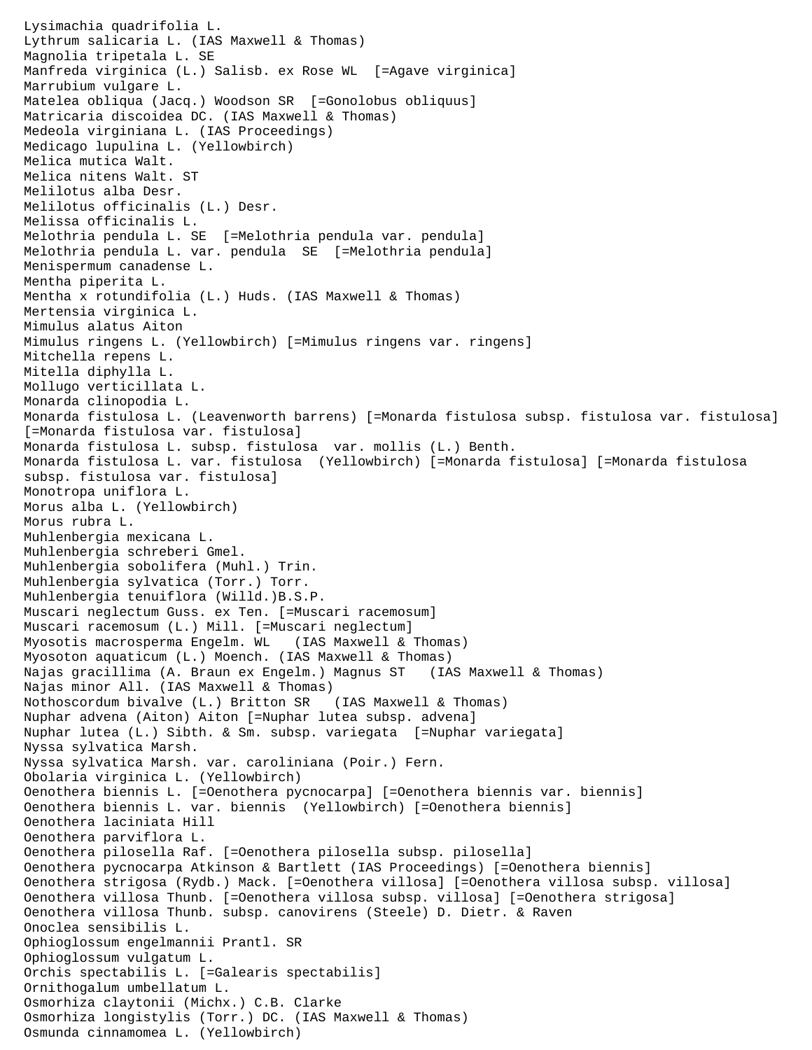Lysimachia quadrifolia L.
Lythrum salicaria L. (IAS Maxwell & Thomas)
Magnolia tripetala L. SE
Manfreda virginica (L.) Salisb. ex Rose WL  [=Agave virginica]
Marrubium vulgare L.
Matelea obliqua (Jacq.) Woodson SR  [=Gonolobus obliquus]
Matricaria discoidea DC. (IAS Maxwell & Thomas)
Medeola virginiana L. (IAS Proceedings)
Medicago lupulina L. (Yellowbirch)
Melica mutica Walt.
Melica nitens Walt. ST
Melilotus alba Desr.
Melilotus officinalis (L.) Desr.
Melissa officinalis L.
Melothria pendula L. SE  [=Melothria pendula var. pendula]
Melothria pendula L. var. pendula  SE  [=Melothria pendula]
Menispermum canadense L.
Mentha piperita L.
Mentha x rotundifolia (L.) Huds. (IAS Maxwell & Thomas)
Mertensia virginica L.
Mimulus alatus Aiton
Mimulus ringens L. (Yellowbirch) [=Mimulus ringens var. ringens]
Mitchella repens L.
Mitella diphylla L.
Mollugo verticillata L.
Monarda clinopodia L.
Monarda fistulosa L. (Leavenworth barrens) [=Monarda fistulosa subsp. fistulosa var. fistulosa] [=Monarda fistulosa var. fistulosa]
Monarda fistulosa L. subsp. fistulosa  var. mollis (L.) Benth.
Monarda fistulosa L. var. fistulosa  (Yellowbirch) [=Monarda fistulosa] [=Monarda fistulosa subsp. fistulosa var. fistulosa]
Monotropa uniflora L.
Morus alba L. (Yellowbirch)
Morus rubra L.
Muhlenbergia mexicana L.
Muhlenbergia schreberi Gmel.
Muhlenbergia sobolifera (Muhl.) Trin.
Muhlenbergia sylvatica (Torr.) Torr.
Muhlenbergia tenuiflora (Willd.)B.S.P.
Muscari neglectum Guss. ex Ten. [=Muscari racemosum]
Muscari racemosum (L.) Mill. [=Muscari neglectum]
Myosotis macrosperma Engelm. WL   (IAS Maxwell & Thomas)
Myosoton aquaticum (L.) Moench. (IAS Maxwell & Thomas)
Najas gracillima (A. Braun ex Engelm.) Magnus ST   (IAS Maxwell & Thomas)
Najas minor All. (IAS Maxwell & Thomas)
Nothoscordum bivalve (L.) Britton SR   (IAS Maxwell & Thomas)
Nuphar advena (Aiton) Aiton [=Nuphar lutea subsp. advena]
Nuphar lutea (L.) Sibth. & Sm. subsp. variegata  [=Nuphar variegata]
Nyssa sylvatica Marsh.
Nyssa sylvatica Marsh. var. caroliniana (Poir.) Fern.
Obolaria virginica L. (Yellowbirch)
Oenothera biennis L. [=Oenothera pycnocarpa] [=Oenothera biennis var. biennis]
Oenothera biennis L. var. biennis  (Yellowbirch) [=Oenothera biennis]
Oenothera laciniata Hill
Oenothera parviflora L.
Oenothera pilosella Raf. [=Oenothera pilosella subsp. pilosella]
Oenothera pycnocarpa Atkinson & Bartlett (IAS Proceedings) [=Oenothera biennis]
Oenothera strigosa (Rydb.) Mack. [=Oenothera villosa] [=Oenothera villosa subsp. villosa]
Oenothera villosa Thunb. [=Oenothera villosa subsp. villosa] [=Oenothera strigosa]
Oenothera villosa Thunb. subsp. canovirens (Steele) D. Dietr. & Raven
Onoclea sensibilis L.
Ophioglossum engelmannii Prantl. SR
Ophioglossum vulgatum L.
Orchis spectabilis L. [=Galearis spectabilis]
Ornithogalum umbellatum L.
Osmorhiza claytonii (Michx.) C.B. Clarke
Osmorhiza longistylis (Torr.) DC. (IAS Maxwell & Thomas)
Osmunda cinnamomea L. (Yellowbirch)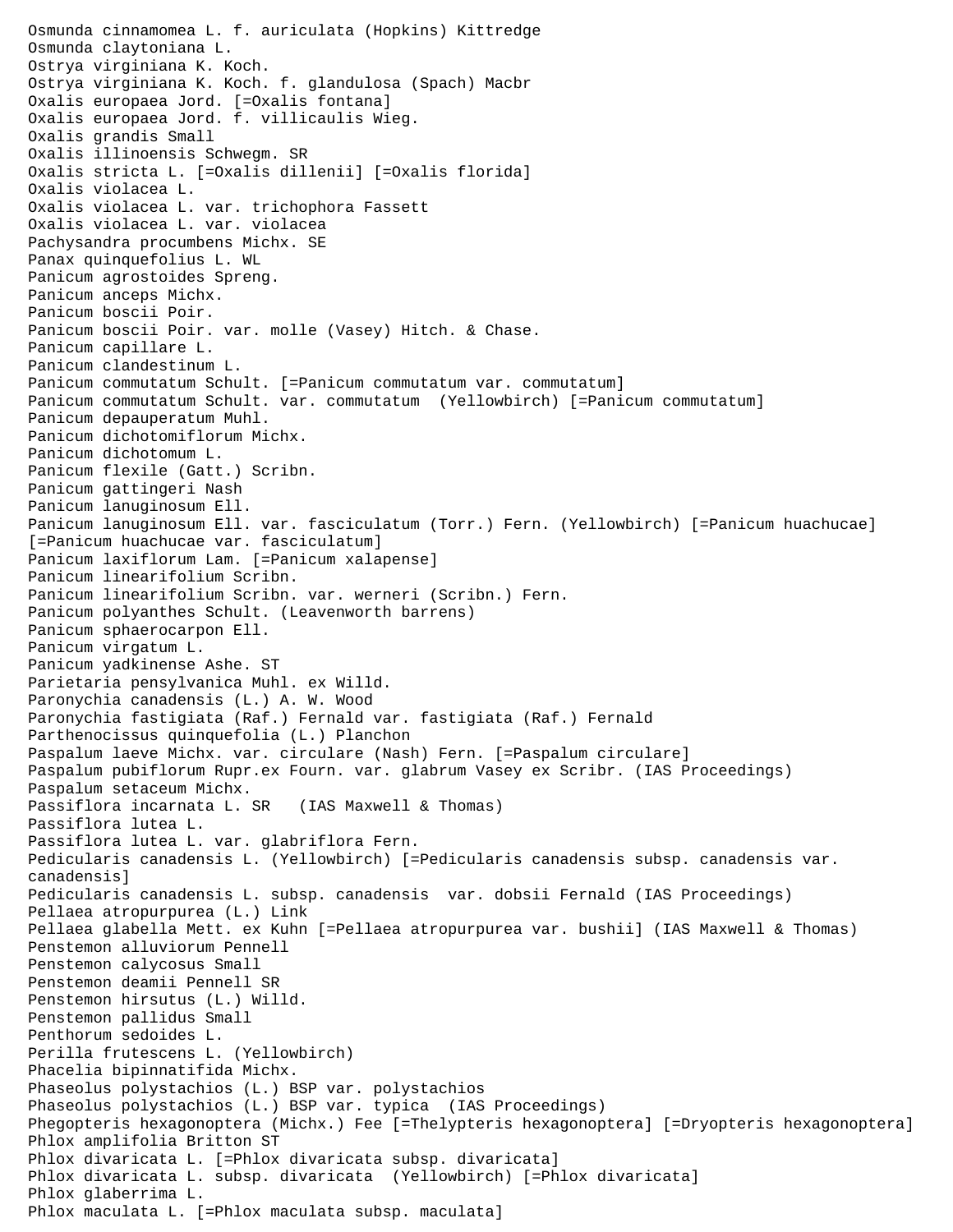Osmunda cinnamomea L. f. auriculata (Hopkins) Kittredge
Osmunda claytoniana L.
Ostrya virginiana K. Koch.
Ostrya virginiana K. Koch. f. glandulosa (Spach) Macbr
Oxalis europaea Jord. [=Oxalis fontana]
Oxalis europaea Jord. f. villicaulis Wieg.
Oxalis grandis Small
Oxalis illinoensis Schwegm. SR
Oxalis stricta L. [=Oxalis dillenii] [=Oxalis florida]
Oxalis violacea L.
Oxalis violacea L. var. trichophora Fassett
Oxalis violacea L. var. violacea
Pachysandra procumbens Michx. SE
Panax quinquefolius L. WL
Panicum agrostoides Spreng.
Panicum anceps Michx.
Panicum boscii Poir.
Panicum boscii Poir. var. molle (Vasey) Hitch. & Chase.
Panicum capillare L.
Panicum clandestinum L.
Panicum commutatum Schult. [=Panicum commutatum var. commutatum]
Panicum commutatum Schult. var. commutatum (Yellowbirch) [=Panicum commutatum]
Panicum depauperatum Muhl.
Panicum dichotomiflorum Michx.
Panicum dichotomum L.
Panicum flexile (Gatt.) Scribn.
Panicum gattingeri Nash
Panicum lanuginosum Ell.
Panicum lanuginosum Ell. var. fasciculatum (Torr.) Fern. (Yellowbirch) [=Panicum huachucae] [=Panicum huachucae var. fasciculatum]
Panicum laxiflorum Lam. [=Panicum xalapense]
Panicum linearifolium Scribn.
Panicum linearifolium Scribn. var. werneri (Scribn.) Fern.
Panicum polyanthes Schult. (Leavenworth barrens)
Panicum sphaerocarpon Ell.
Panicum virgatum L.
Panicum yadkinense Ashe. ST
Parietaria pensylvanica Muhl. ex Willd.
Paronychia canadensis (L.) A. W. Wood
Paronychia fastigiata (Raf.) Fernald var. fastigiata (Raf.) Fernald
Parthenocissus quinquefolia (L.) Planchon
Paspalum laeve Michx. var. circulare (Nash) Fern. [=Paspalum circulare]
Paspalum pubiflorum Rupr.ex Fourn. var. glabrum Vasey ex Scribr. (IAS Proceedings)
Paspalum setaceum Michx.
Passiflora incarnata L. SR (IAS Maxwell & Thomas)
Passiflora lutea L.
Passiflora lutea L. var. glabriflora Fern.
Pedicularis canadensis L. (Yellowbirch) [=Pedicularis canadensis subsp. canadensis var. canadensis]
Pedicularis canadensis L. subsp. canadensis var. dobsii Fernald (IAS Proceedings)
Pellaea atropurpurea (L.) Link
Pellaea glabella Mett. ex Kuhn [=Pellaea atropurpurea var. bushii] (IAS Maxwell & Thomas)
Penstemon alluviorum Pennell
Penstemon calycosus Small
Penstemon deamii Pennell SR
Penstemon hirsutus (L.) Willd.
Penstemon pallidus Small
Penthorum sedoides L.
Perilla frutescens L. (Yellowbirch)
Phacelia bipinnatifida Michx.
Phaseolus polystachios (L.) BSP var. polystachios
Phaseolus polystachios (L.) BSP var. typica (IAS Proceedings)
Phegopteris hexagonoptera (Michx.) Fee [=Thelypteris hexagonoptera] [=Dryopteris hexagonoptera]
Phlox amplifolia Britton ST
Phlox divaricata L. [=Phlox divaricata subsp. divaricata]
Phlox divaricata L. subsp. divaricata (Yellowbirch) [=Phlox divaricata]
Phlox glaberrima L.
Phlox maculata L. [=Phlox maculata subsp. maculata]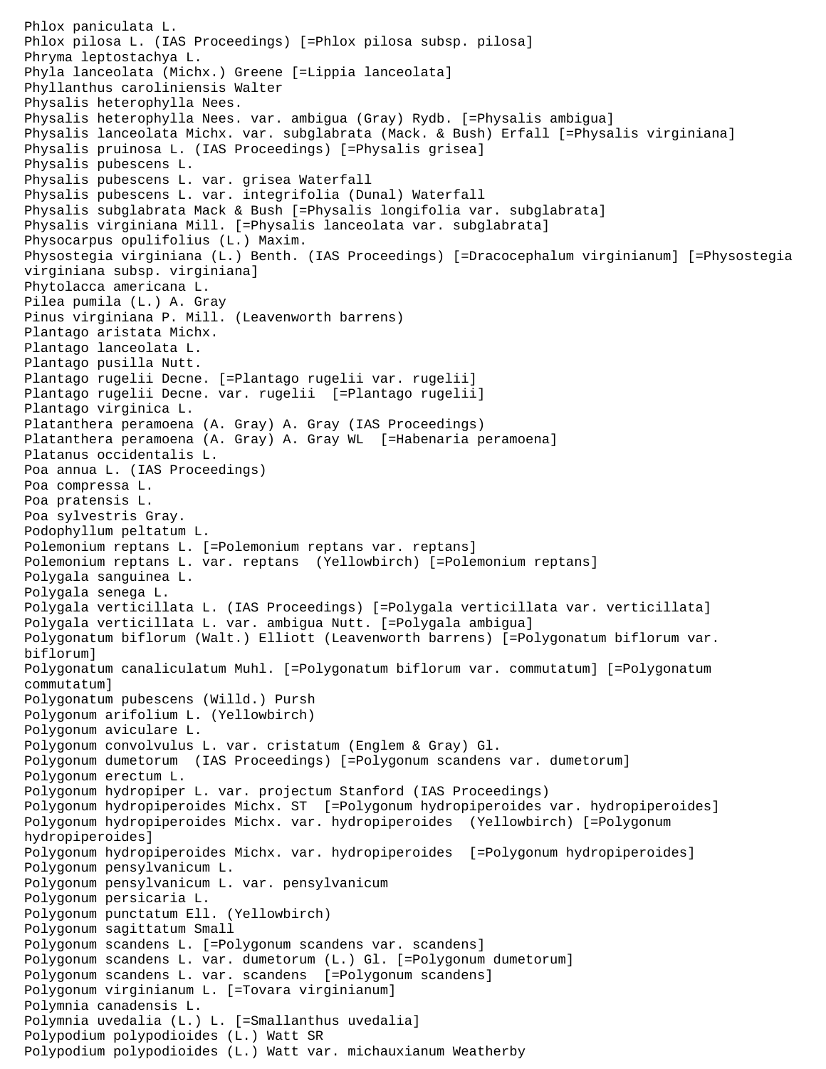Phlox paniculata L.
Phlox pilosa L. (IAS Proceedings) [=Phlox pilosa subsp. pilosa]
Phryma leptostachya L.
Phyla lanceolata (Michx.) Greene [=Lippia lanceolata]
Phyllanthus caroliniensis Walter
Physalis heterophylla Nees.
Physalis heterophylla Nees. var. ambigua (Gray) Rydb. [=Physalis ambigua]
Physalis lanceolata Michx. var. subglabrata (Mack. & Bush) Erfall [=Physalis virginiana]
Physalis pruinosa L. (IAS Proceedings) [=Physalis grisea]
Physalis pubescens L.
Physalis pubescens L. var. grisea Waterfall
Physalis pubescens L. var. integrifolia (Dunal) Waterfall
Physalis subglabrata Mack & Bush [=Physalis longifolia var. subglabrata]
Physalis virginiana Mill. [=Physalis lanceolata var. subglabrata]
Physocarpus opulifolius (L.) Maxim.
Physostegia virginiana (L.) Benth. (IAS Proceedings) [=Dracocephalum virginianum] [=Physostegia virginiana subsp. virginiana]
Phytolacca americana L.
Pilea pumila (L.) A. Gray
Pinus virginiana P. Mill. (Leavenworth barrens)
Plantago aristata Michx.
Plantago lanceolata L.
Plantago pusilla Nutt.
Plantago rugelii Decne. [=Plantago rugelii var. rugelii]
Plantago rugelii Decne. var. rugelii  [=Plantago rugelii]
Plantago virginica L.
Platanthera peramoena (A. Gray) A. Gray (IAS Proceedings)
Platanthera peramoena (A. Gray) A. Gray WL  [=Habenaria peramoena]
Platanus occidentalis L.
Poa annua L. (IAS Proceedings)
Poa compressa L.
Poa pratensis L.
Poa sylvestris Gray.
Podophyllum peltatum L.
Polemonium reptans L. [=Polemonium reptans var. reptans]
Polemonium reptans L. var. reptans  (Yellowbirch) [=Polemonium reptans]
Polygala sanguinea L.
Polygala senega L.
Polygala verticillata L. (IAS Proceedings) [=Polygala verticillata var. verticillata]
Polygala verticillata L. var. ambigua Nutt. [=Polygala ambigua]
Polygonatum biflorum (Walt.) Elliott (Leavenworth barrens) [=Polygonatum biflorum var. biflorum]
Polygonatum canaliculatum Muhl. [=Polygonatum biflorum var. commutatum] [=Polygonatum commutatum]
Polygonatum pubescens (Willd.) Pursh
Polygonum arifolium L. (Yellowbirch)
Polygonum aviculare L.
Polygonum convolvulus L. var. cristatum (Englem & Gray) Gl.
Polygonum dumetorum  (IAS Proceedings) [=Polygonum scandens var. dumetorum]
Polygonum erectum L.
Polygonum hydropiper L. var. projectum Stanford (IAS Proceedings)
Polygonum hydropiperoides Michx. ST  [=Polygonum hydropiperoides var. hydropiperoides]
Polygonum hydropiperoides Michx. var. hydropiperoides  (Yellowbirch) [=Polygonum hydropiperoides]
Polygonum hydropiperoides Michx. var. hydropiperoides  [=Polygonum hydropiperoides]
Polygonum pensylvanicum L.
Polygonum pensylvanicum L. var. pensylvanicum
Polygonum persicaria L.
Polygonum punctatum Ell. (Yellowbirch)
Polygonum sagittatum Small
Polygonum scandens L. [=Polygonum scandens var. scandens]
Polygonum scandens L. var. dumetorum (L.) Gl. [=Polygonum dumetorum]
Polygonum scandens L. var. scandens  [=Polygonum scandens]
Polygonum virginianum L. [=Tovara virginianum]
Polymnia canadensis L.
Polymnia uvedalia (L.) L. [=Smallanthus uvedalia]
Polypodium polypodioides (L.) Watt SR
Polypodium polypodioides (L.) Watt var. michauxianum Weatherby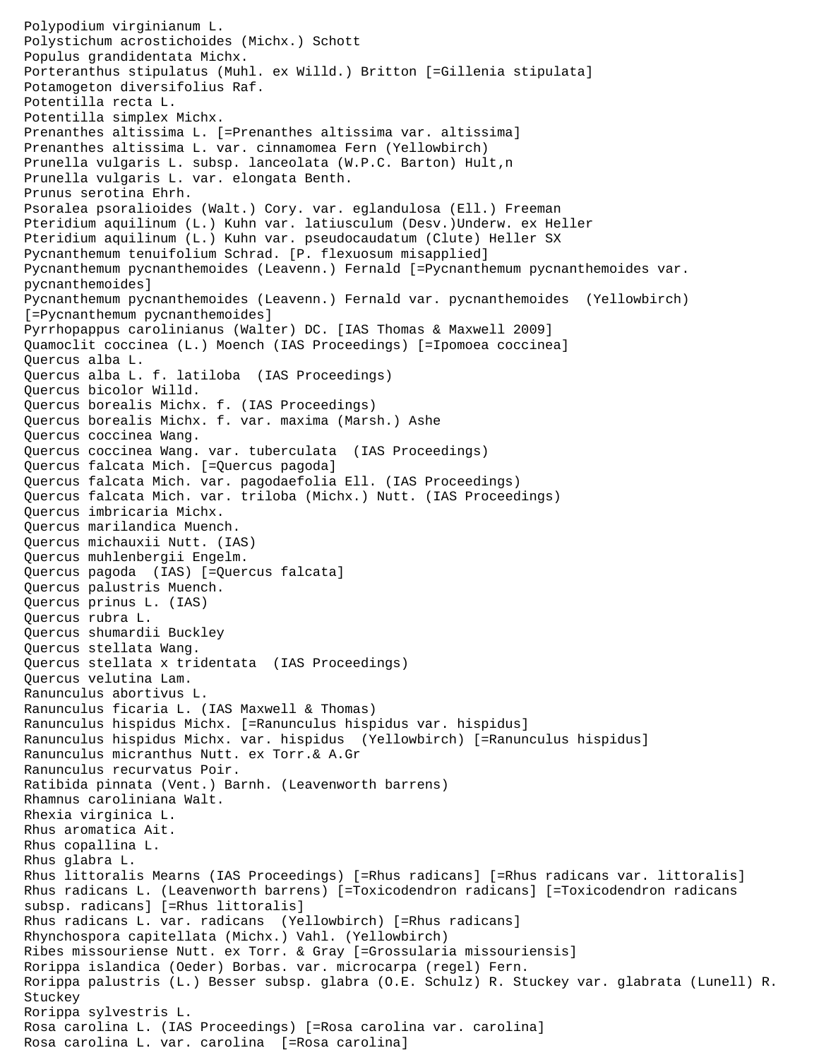Polypodium virginianum L.
Polystichum acrostichoides (Michx.) Schott
Populus grandidentata Michx.
Porteranthus stipulatus (Muhl. ex Willd.) Britton [=Gillenia stipulata]
Potamogeton diversifolius Raf.
Potentilla recta L.
Potentilla simplex Michx.
Prenanthes altissima L. [=Prenanthes altissima var. altissima]
Prenanthes altissima L. var. cinnamomea Fern (Yellowbirch)
Prunella vulgaris L. subsp. lanceolata (W.P.C. Barton) Hult,n
Prunella vulgaris L. var. elongata Benth.
Prunus serotina Ehrh.
Psoralea psoralioides (Walt.) Cory. var. eglandulosa (Ell.) Freeman
Pteridium aquilinum (L.) Kuhn var. latiusculum (Desv.)Underw. ex Heller
Pteridium aquilinum (L.) Kuhn var. pseudocaudatum (Clute) Heller SX
Pycnanthemum tenuifolium Schrad. [P. flexuosum misapplied]
Pycnanthemum pycnanthemoides (Leavenn.) Fernald [=Pycnanthemum pycnanthemoides var. pycnanthemoides]
Pycnanthemum pycnanthemoides (Leavenn.) Fernald var. pycnanthemoides  (Yellowbirch) [=Pycnanthemum pycnanthemoides]
Pyrrhopappus carolinianus (Walter) DC. [IAS Thomas & Maxwell 2009]
Quamoclit coccinea (L.) Moench (IAS Proceedings) [=Ipomoea coccinea]
Quercus alba L.
Quercus alba L. f. latiloba  (IAS Proceedings)
Quercus bicolor Willd.
Quercus borealis Michx. f. (IAS Proceedings)
Quercus borealis Michx. f. var. maxima (Marsh.) Ashe
Quercus coccinea Wang.
Quercus coccinea Wang. var. tuberculata  (IAS Proceedings)
Quercus falcata Mich. [=Quercus pagoda]
Quercus falcata Mich. var. pagodaefolia Ell. (IAS Proceedings)
Quercus falcata Mich. var. triloba (Michx.) Nutt. (IAS Proceedings)
Quercus imbricaria Michx.
Quercus marilandica Muench.
Quercus michauxii Nutt. (IAS)
Quercus muhlenbergii Engelm.
Quercus pagoda  (IAS) [=Quercus falcata]
Quercus palustris Muench.
Quercus prinus L. (IAS)
Quercus rubra L.
Quercus shumardii Buckley
Quercus stellata Wang.
Quercus stellata x tridentata  (IAS Proceedings)
Quercus velutina Lam.
Ranunculus abortivus L.
Ranunculus ficaria L. (IAS Maxwell & Thomas)
Ranunculus hispidus Michx. [=Ranunculus hispidus var. hispidus]
Ranunculus hispidus Michx. var. hispidus  (Yellowbirch) [=Ranunculus hispidus]
Ranunculus micranthus Nutt. ex Torr.& A.Gr
Ranunculus recurvatus Poir.
Ratibida pinnata (Vent.) Barnh. (Leavenworth barrens)
Rhamnus caroliniana Walt.
Rhexia virginica L.
Rhus aromatica Ait.
Rhus copallina L.
Rhus glabra L.
Rhus littoralis Mearns (IAS Proceedings) [=Rhus radicans] [=Rhus radicans var. littoralis]
Rhus radicans L. (Leavenworth barrens) [=Toxicodendron radicans] [=Toxicodendron radicans subsp. radicans] [=Rhus littoralis]
Rhus radicans L. var. radicans  (Yellowbirch) [=Rhus radicans]
Rhynchospora capitellata (Michx.) Vahl. (Yellowbirch)
Ribes missouriense Nutt. ex Torr. & Gray [=Grossularia missouriensis]
Rorippa islandica (Oeder) Borbas. var. microcarpa (regel) Fern.
Rorippa palustris (L.) Besser subsp. glabra (O.E. Schulz) R. Stuckey var. glabrata (Lunell) R. Stuckey
Rorippa sylvestris L.
Rosa carolina L. (IAS Proceedings) [=Rosa carolina var. carolina]
Rosa carolina L. var. carolina  [=Rosa carolina]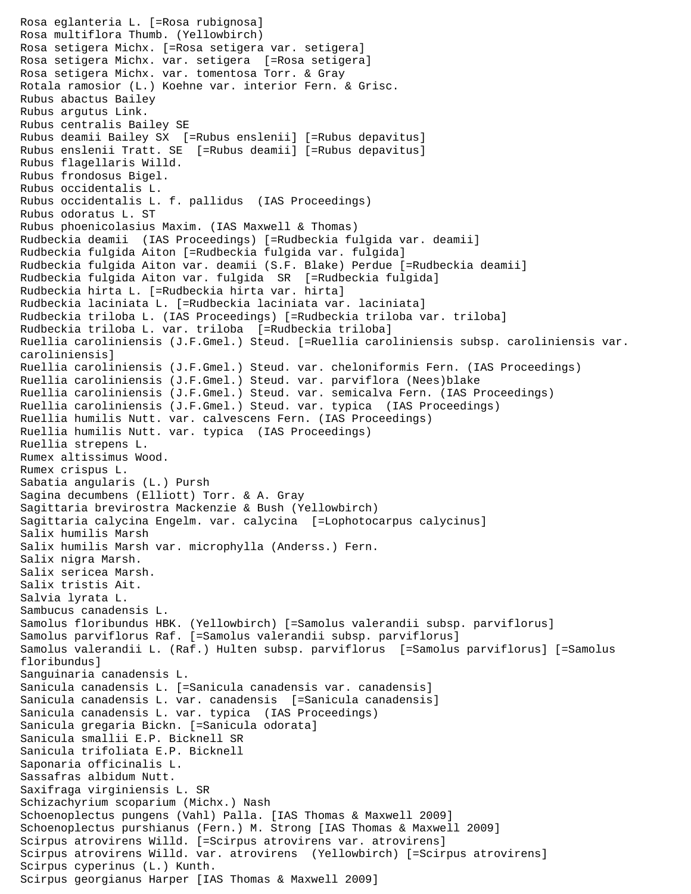Rosa eglanteria L. [=Rosa rubignosa]
Rosa multiflora Thumb. (Yellowbirch)
Rosa setigera Michx. [=Rosa setigera var. setigera]
Rosa setigera Michx. var. setigera  [=Rosa setigera]
Rosa setigera Michx. var. tomentosa Torr. & Gray
Rotala ramosior (L.) Koehne var. interior Fern. & Grisc.
Rubus abactus Bailey
Rubus argutus Link.
Rubus centralis Bailey SE
Rubus deamii Bailey SX  [=Rubus enslenii] [=Rubus depavitus]
Rubus enslenii Tratt. SE  [=Rubus deamii] [=Rubus depavitus]
Rubus flagellaris Willd.
Rubus frondosus Bigel.
Rubus occidentalis L.
Rubus occidentalis L. f. pallidus  (IAS Proceedings)
Rubus odoratus L. ST
Rubus phoenicolasius Maxim. (IAS Maxwell & Thomas)
Rudbeckia deamii  (IAS Proceedings) [=Rudbeckia fulgida var. deamii]
Rudbeckia fulgida Aiton [=Rudbeckia fulgida var. fulgida]
Rudbeckia fulgida Aiton var. deamii (S.F. Blake) Perdue [=Rudbeckia deamii]
Rudbeckia fulgida Aiton var. fulgida  SR  [=Rudbeckia fulgida]
Rudbeckia hirta L. [=Rudbeckia hirta var. hirta]
Rudbeckia laciniata L. [=Rudbeckia laciniata var. laciniata]
Rudbeckia triloba L. (IAS Proceedings) [=Rudbeckia triloba var. triloba]
Rudbeckia triloba L. var. triloba  [=Rudbeckia triloba]
Ruellia caroliniensis (J.F.Gmel.) Steud. [=Ruellia caroliniensis subsp. caroliniensis var. caroliniensis]
Ruellia caroliniensis (J.F.Gmel.) Steud. var. cheloniformis Fern. (IAS Proceedings)
Ruellia caroliniensis (J.F.Gmel.) Steud. var. parviflora (Nees)blake
Ruellia caroliniensis (J.F.Gmel.) Steud. var. semicalva Fern. (IAS Proceedings)
Ruellia caroliniensis (J.F.Gmel.) Steud. var. typica  (IAS Proceedings)
Ruellia humilis Nutt. var. calvescens Fern. (IAS Proceedings)
Ruellia humilis Nutt. var. typica  (IAS Proceedings)
Ruellia strepens L.
Rumex altissimus Wood.
Rumex crispus L.
Sabatia angularis (L.) Pursh
Sagina decumbens (Elliott) Torr. & A. Gray
Sagittaria brevirostra Mackenzie & Bush (Yellowbirch)
Sagittaria calycina Engelm. var. calycina  [=Lophotocarpus calycinus]
Salix humilis Marsh
Salix humilis Marsh var. microphylla (Anderss.) Fern.
Salix nigra Marsh.
Salix sericea Marsh.
Salix tristis Ait.
Salvia lyrata L.
Sambucus canadensis L.
Samolus floribundus HBK. (Yellowbirch) [=Samolus valerandii subsp. parviflorus]
Samolus parviflorus Raf. [=Samolus valerandii subsp. parviflorus]
Samolus valerandii L. (Raf.) Hulten subsp. parviflorus  [=Samolus parviflorus] [=Samolus floribundus]
Sanguinaria canadensis L.
Sanicula canadensis L. [=Sanicula canadensis var. canadensis]
Sanicula canadensis L. var. canadensis  [=Sanicula canadensis]
Sanicula canadensis L. var. typica  (IAS Proceedings)
Sanicula gregaria Bickn. [=Sanicula odorata]
Sanicula smallii E.P. Bicknell SR
Sanicula trifoliata E.P. Bicknell
Saponaria officinalis L.
Sassafras albidum Nutt.
Saxifraga virginiensis L. SR
Schizachyrium scoparium (Michx.) Nash
Schoenoplectus pungens (Vahl) Palla. [IAS Thomas & Maxwell 2009]
Schoenoplectus purshianus (Fern.) M. Strong [IAS Thomas & Maxwell 2009]
Scirpus atrovirens Willd. [=Scirpus atrovirens var. atrovirens]
Scirpus atrovirens Willd. var. atrovirens  (Yellowbirch) [=Scirpus atrovirens]
Scirpus cyperinus (L.) Kunth.
Scirpus georgianus Harper [IAS Thomas & Maxwell 2009]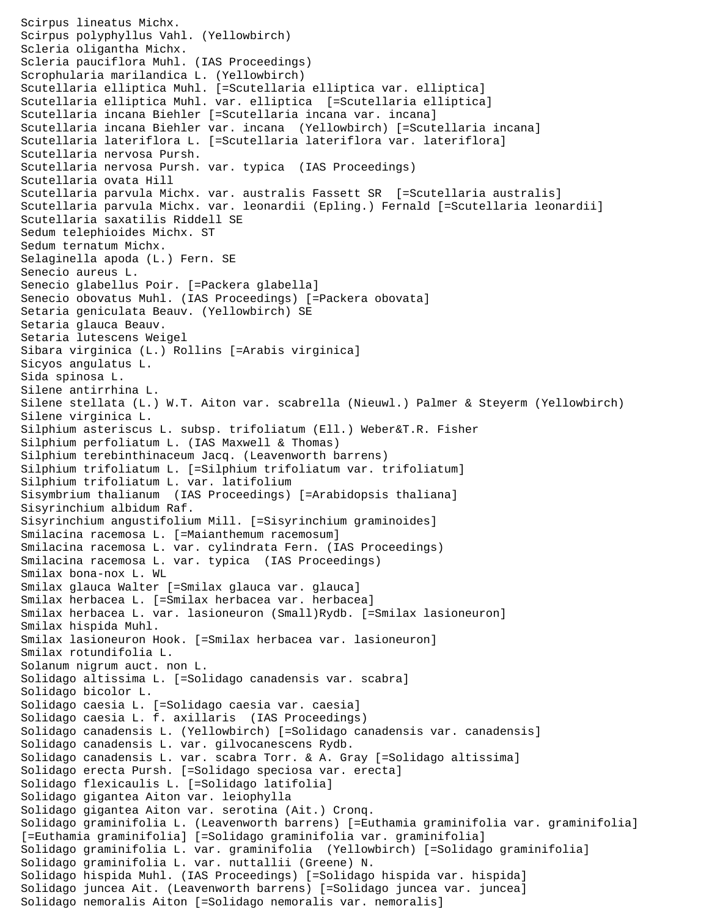Scirpus lineatus Michx.
Scirpus polyphyllus Vahl. (Yellowbirch)
Scleria oligantha Michx.
Scleria pauciflora Muhl. (IAS Proceedings)
Scrophularia marilandica L. (Yellowbirch)
Scutellaria elliptica Muhl. [=Scutellaria elliptica var. elliptica]
Scutellaria elliptica Muhl. var. elliptica [=Scutellaria elliptica]
Scutellaria incana Biehler [=Scutellaria incana var. incana]
Scutellaria incana Biehler var. incana (Yellowbirch) [=Scutellaria incana]
Scutellaria lateriflora L. [=Scutellaria lateriflora var. lateriflora]
Scutellaria nervosa Pursh.
Scutellaria nervosa Pursh. var. typica (IAS Proceedings)
Scutellaria ovata Hill
Scutellaria parvula Michx. var. australis Fassett SR [=Scutellaria australis]
Scutellaria parvula Michx. var. leonardii (Epling.) Fernald [=Scutellaria leonardii]
Scutellaria saxatilis Riddell SE
Sedum telephioides Michx. ST
Sedum ternatum Michx.
Selaginella apoda (L.) Fern. SE
Senecio aureus L.
Senecio glabellus Poir. [=Packera glabella]
Senecio obovatus Muhl. (IAS Proceedings) [=Packera obovata]
Setaria geniculata Beauv. (Yellowbirch) SE
Setaria glauca Beauv.
Setaria lutescens Weigel
Sibara virginica (L.) Rollins [=Arabis virginica]
Sicyos angulatus L.
Sida spinosa L.
Silene antirrhina L.
Silene stellata (L.) W.T. Aiton var. scabrella (Nieuwl.) Palmer & Steyerm (Yellowbirch)
Silene virginica L.
Silphium asteriscus L. subsp. trifoliatum (Ell.) Weber&T.R. Fisher
Silphium perfoliatum L. (IAS Maxwell & Thomas)
Silphium terebinthinaceum Jacq. (Leavenworth barrens)
Silphium trifoliatum L. [=Silphium trifoliatum var. trifoliatum]
Silphium trifoliatum L. var. latifolium
Sisymbrium thalianum (IAS Proceedings) [=Arabidopsis thaliana]
Sisyrinchium albidum Raf.
Sisyrinchium angustifolium Mill. [=Sisyrinchium graminoides]
Smilacina racemosa L. [=Maianthemum racemosum]
Smilacina racemosa L. var. cylindrata Fern. (IAS Proceedings)
Smilacina racemosa L. var. typica (IAS Proceedings)
Smilax bona-nox L. WL
Smilax glauca Walter [=Smilax glauca var. glauca]
Smilax herbacea L. [=Smilax herbacea var. herbacea]
Smilax herbacea L. var. lasioneuron (Small)Rydb. [=Smilax lasioneuron]
Smilax hispida Muhl.
Smilax lasioneuron Hook. [=Smilax herbacea var. lasioneuron]
Smilax rotundifolia L.
Solanum nigrum auct. non L.
Solidago altissima L. [=Solidago canadensis var. scabra]
Solidago bicolor L.
Solidago caesia L. [=Solidago caesia var. caesia]
Solidago caesia L. f. axillaris (IAS Proceedings)
Solidago canadensis L. (Yellowbirch) [=Solidago canadensis var. canadensis]
Solidago canadensis L. var. gilvocanescens Rydb.
Solidago canadensis L. var. scabra Torr. & A. Gray [=Solidago altissima]
Solidago erecta Pursh. [=Solidago speciosa var. erecta]
Solidago flexicaulis L. [=Solidago latifolia]
Solidago gigantea Aiton var. leiophylla
Solidago gigantea Aiton var. serotina (Ait.) Cronq.
Solidago graminifolia L. (Leavenworth barrens) [=Euthamia graminifolia var. graminifolia] [=Euthamia graminifolia] [=Solidago graminifolia var. graminifolia]
Solidago graminifolia L. var. graminifolia (Yellowbirch) [=Solidago graminifolia]
Solidago graminifolia L. var. nuttallii (Greene) N.
Solidago hispida Muhl. (IAS Proceedings) [=Solidago hispida var. hispida]
Solidago juncea Ait. (Leavenworth barrens) [=Solidago juncea var. juncea]
Solidago nemoralis Aiton [=Solidago nemoralis var. nemoralis]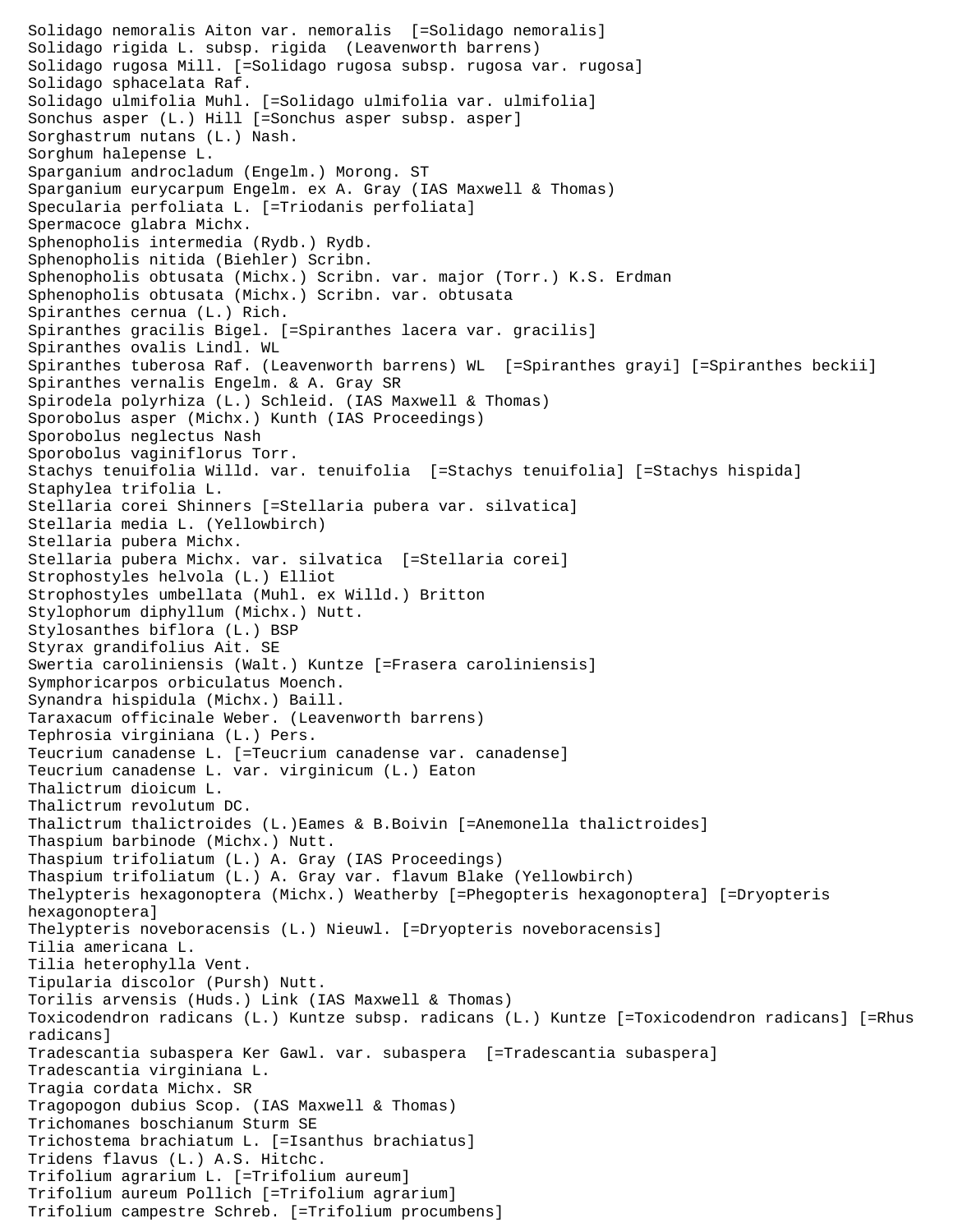Solidago nemoralis Aiton var. nemoralis [=Solidago nemoralis]
Solidago rigida L. subsp. rigida (Leavenworth barrens)
Solidago rugosa Mill. [=Solidago rugosa subsp. rugosa var. rugosa]
Solidago sphacelata Raf.
Solidago ulmifolia Muhl. [=Solidago ulmifolia var. ulmifolia]
Sonchus asper (L.) Hill [=Sonchus asper subsp. asper]
Sorghastrum nutans (L.) Nash.
Sorghum halepense L.
Sparganium androcladum (Engelm.) Morong. ST
Sparganium eurycarpum Engelm. ex A. Gray (IAS Maxwell & Thomas)
Specularia perfoliata L. [=Triodanis perfoliata]
Spermacoce glabra Michx.
Sphenopholis intermedia (Rydb.) Rydb.
Sphenopholis nitida (Biehler) Scribn.
Sphenopholis obtusata (Michx.) Scribn. var. major (Torr.) K.S. Erdman
Sphenopholis obtusata (Michx.) Scribn. var. obtusata
Spiranthes cernua (L.) Rich.
Spiranthes gracilis Bigel. [=Spiranthes lacera var. gracilis]
Spiranthes ovalis Lindl. WL
Spiranthes tuberosa Raf. (Leavenworth barrens) WL [=Spiranthes grayi] [=Spiranthes beckii]
Spiranthes vernalis Engelm. & A. Gray SR
Spirodela polyrhiza (L.) Schleid. (IAS Maxwell & Thomas)
Sporobolus asper (Michx.) Kunth (IAS Proceedings)
Sporobolus neglectus Nash
Sporobolus vaginiflorus Torr.
Stachys tenuifolia Willd. var. tenuifolia [=Stachys tenuifolia] [=Stachys hispida]
Staphylea trifolia L.
Stellaria corei Shinners [=Stellaria pubera var. silvatica]
Stellaria media L. (Yellowbirch)
Stellaria pubera Michx.
Stellaria pubera Michx. var. silvatica [=Stellaria corei]
Strophostyles helvola (L.) Elliot
Strophostyles umbellata (Muhl. ex Willd.) Britton
Stylophorum diphyllum (Michx.) Nutt.
Stylosanthes biflora (L.) BSP
Styrax grandifolius Ait. SE
Swertia caroliniensis (Walt.) Kuntze [=Frasera caroliniensis]
Symphoricarpos orbiculatus Moench.
Synandra hispidula (Michx.) Baill.
Taraxacum officinale Weber. (Leavenworth barrens)
Tephrosia virginiana (L.) Pers.
Teucrium canadense L. [=Teucrium canadense var. canadense]
Teucrium canadense L. var. virginicum (L.) Eaton
Thalictrum dioicum L.
Thalictrum revolutum DC.
Thalictrum thalictroides (L.)Eames & B.Boivin [=Anemonella thalictroides]
Thaspium barbinode (Michx.) Nutt.
Thaspium trifoliatum (L.) A. Gray (IAS Proceedings)
Thaspium trifoliatum (L.) A. Gray var. flavum Blake (Yellowbirch)
Thelypteris hexagonoptera (Michx.) Weatherby [=Phegopteris hexagonoptera] [=Dryopteris hexagonoptera]
Thelypteris noveboracensis (L.) Nieuwl. [=Dryopteris noveboracensis]
Tilia americana L.
Tilia heterophylla Vent.
Tipularia discolor (Pursh) Nutt.
Torilis arvensis (Huds.) Link (IAS Maxwell & Thomas)
Toxicodendron radicans (L.) Kuntze subsp. radicans (L.) Kuntze [=Toxicodendron radicans] [=Rhus radicans]
Tradescantia subaspera Ker Gawl. var. subaspera [=Tradescantia subaspera]
Tradescantia virginiana L.
Tragia cordata Michx. SR
Tragopogon dubius Scop. (IAS Maxwell & Thomas)
Trichomanes boschianum Sturm SE
Trichostema brachiatum L. [=Isanthus brachiatus]
Tridens flavus (L.) A.S. Hitchc.
Trifolium agrarium L. [=Trifolium aureum]
Trifolium aureum Pollich [=Trifolium agrarium]
Trifolium campestre Schreb. [=Trifolium procumbens]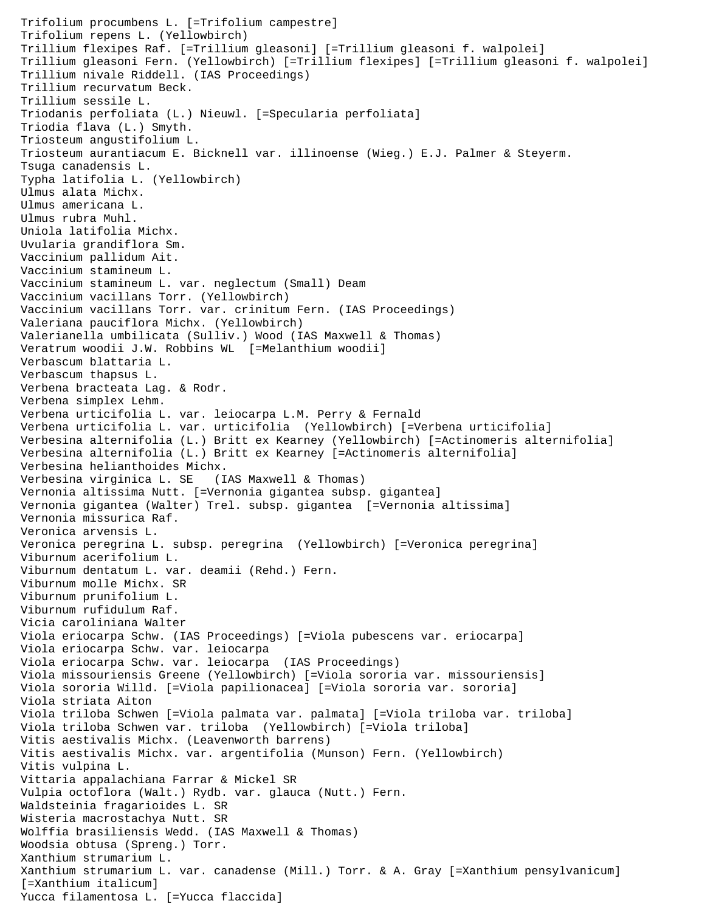Trifolium procumbens L. [=Trifolium campestre]
Trifolium repens L. (Yellowbirch)
Trillium flexipes Raf. [=Trillium gleasoni] [=Trillium gleasoni f. walpolei]
Trillium gleasoni Fern. (Yellowbirch) [=Trillium flexipes] [=Trillium gleasoni f. walpolei]
Trillium nivale Riddell. (IAS Proceedings)
Trillium recurvatum Beck.
Trillium sessile L.
Triodanis perfoliata (L.) Nieuwl. [=Specularia perfoliata]
Triodia flava (L.) Smyth.
Triosteum angustifolium L.
Triosteum aurantiacum E. Bicknell var. illinoense (Wieg.) E.J. Palmer & Steyerm.
Tsuga canadensis L.
Typha latifolia L. (Yellowbirch)
Ulmus alata Michx.
Ulmus americana L.
Ulmus rubra Muhl.
Uniola latifolia Michx.
Uvularia grandiflora Sm.
Vaccinium pallidum Ait.
Vaccinium stamineum L.
Vaccinium stamineum L. var. neglectum (Small) Deam
Vaccinium vacillans Torr. (Yellowbirch)
Vaccinium vacillans Torr. var. crinitum Fern. (IAS Proceedings)
Valeriana pauciflora Michx. (Yellowbirch)
Valerianella umbilicata (Sulliv.) Wood (IAS Maxwell & Thomas)
Veratrum woodii J.W. Robbins WL [=Melanthium woodii]
Verbascum blattaria L.
Verbascum thapsus L.
Verbena bracteata Lag. & Rodr.
Verbena simplex Lehm.
Verbena urticifolia L. var. leiocarpa L.M. Perry & Fernald
Verbena urticifolia L. var. urticifolia (Yellowbirch) [=Verbena urticifolia]
Verbesina alternifolia (L.) Britt ex Kearney (Yellowbirch) [=Actinomeris alternifolia]
Verbesina alternifolia (L.) Britt ex Kearney [=Actinomeris alternifolia]
Verbesina helianthoides Michx.
Verbesina virginica L. SE (IAS Maxwell & Thomas)
Vernonia altissima Nutt. [=Vernonia gigantea subsp. gigantea]
Vernonia gigantea (Walter) Trel. subsp. gigantea [=Vernonia altissima]
Vernonia missurica Raf.
Veronica arvensis L.
Veronica peregrina L. subsp. peregrina (Yellowbirch) [=Veronica peregrina]
Viburnum acerifolium L.
Viburnum dentatum L. var. deamii (Rehd.) Fern.
Viburnum molle Michx. SR
Viburnum prunifolium L.
Viburnum rufidulum Raf.
Vicia caroliniana Walter
Viola eriocarpa Schw. (IAS Proceedings) [=Viola pubescens var. eriocarpa]
Viola eriocarpa Schw. var. leiocarpa
Viola eriocarpa Schw. var. leiocarpa (IAS Proceedings)
Viola missouriensis Greene (Yellowbirch) [=Viola sororia var. missouriensis]
Viola sororia Willd. [=Viola papilionacea] [=Viola sororia var. sororia]
Viola striata Aiton
Viola triloba Schwen [=Viola palmata var. palmata] [=Viola triloba var. triloba]
Viola triloba Schwen var. triloba (Yellowbirch) [=Viola triloba]
Vitis aestivalis Michx. (Leavenworth barrens)
Vitis aestivalis Michx. var. argentifolia (Munson) Fern. (Yellowbirch)
Vitis vulpina L.
Vittaria appalachiana Farrar & Mickel SR
Vulpia octoflora (Walt.) Rydb. var. glauca (Nutt.) Fern.
Waldsteinia fragarioides L. SR
Wisteria macrostachya Nutt. SR
Wolffia brasiliensis Wedd. (IAS Maxwell & Thomas)
Woodsia obtusa (Spreng.) Torr.
Xanthium strumarium L.
Xanthium strumarium L. var. canadense (Mill.) Torr. & A. Gray [=Xanthium pensylvanicum] [=Xanthium italicum]
Yucca filamentosa L. [=Yucca flaccida]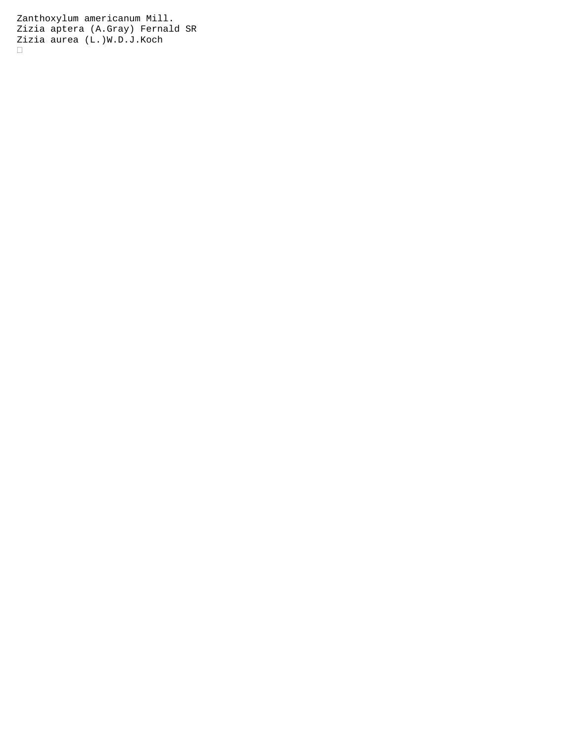Zanthoxylum americanum Mill.
Zizia aptera (A.Gray) Fernald SR
Zizia aurea (L.)W.D.J.Koch